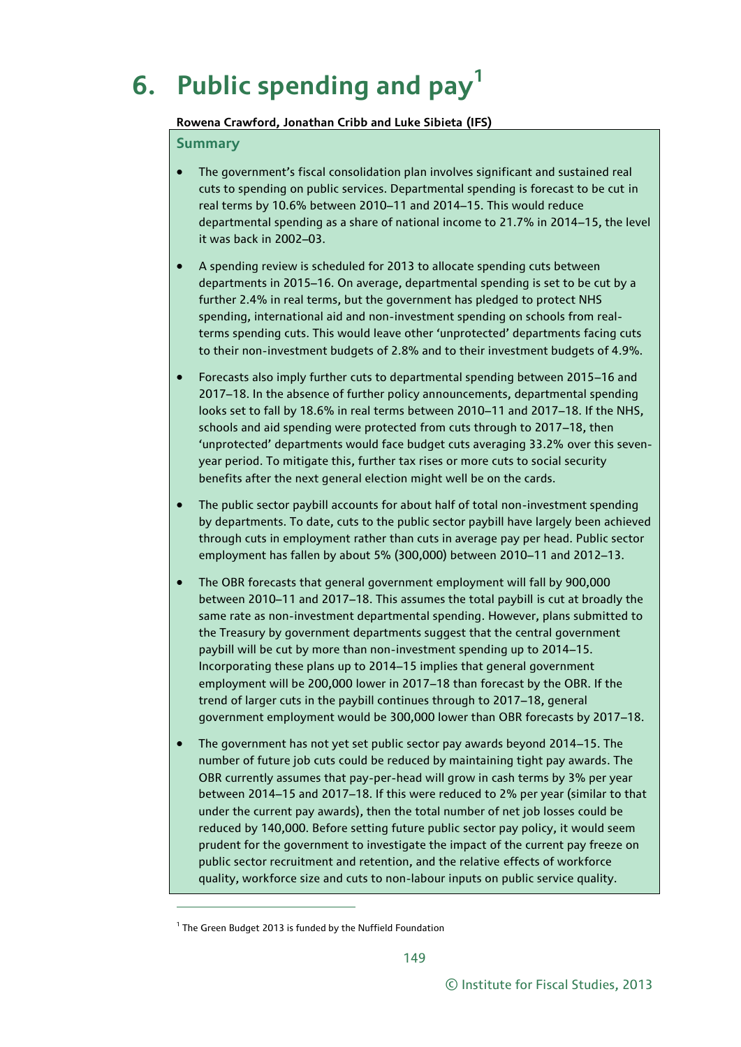# 6. Public spending and pay[1]

**Rowena Crawford, Jonathan Cribb and Luke Sibieta (IFS)**

## Summary

- The government's fiscal consolidation plan involves significant and sustained real cuts to spending on public services. Departmental spending is forecast to be cut in real terms by 10.6% between 2010–11 and 2014–15. This would reduce departmental spending as a share of national income to 21.7% in 2014–15, the level it was back in 2002–03.
- A spending review is scheduled for 2013 to allocate spending cuts between departments in 2015–16. On average, departmental spending is set to be cut by a further 2.4% in real terms, but the government has pledged to protect NHS spending, international aid and non-investment spending on schools from real-terms spending cuts. This would leave other 'unprotected' departments facing cuts to their non-investment budgets of 2.8% and to their investment budgets of 4.9%.
- Forecasts also imply further cuts to departmental spending between 2015–16 and 2017–18. In the absence of further policy announcements, departmental spending looks set to fall by 18.6% in real terms between 2010–11 and 2017–18. If the NHS, schools and aid spending were protected from cuts through to 2017–18, then 'unprotected' departments would face budget cuts averaging 33.2% over this seven-year period. To mitigate this, further tax rises or more cuts to social security benefits after the next general election might well be on the cards.
- The public sector paybill accounts for about half of total non-investment spending by departments. To date, cuts to the public sector paybill have largely been achieved through cuts in employment rather than cuts in average pay per head. Public sector employment has fallen by about 5% (300,000) between 2010–11 and 2012–13.
- The OBR forecasts that general government employment will fall by 900,000 between 2010–11 and 2017–18. This assumes the total paybill is cut at broadly the same rate as non-investment departmental spending. However, plans submitted to the Treasury by government departments suggest that the central government paybill will be cut by more than non-investment spending up to 2014–15. Incorporating these plans up to 2014–15 implies that general government employment will be 200,000 lower in 2017–18 than forecast by the OBR. If the trend of larger cuts in the paybill continues through to 2017–18, general government employment would be 300,000 lower than OBR forecasts by 2017–18.
- The government has not yet set public sector pay awards beyond 2014–15. The number of future job cuts could be reduced by maintaining tight pay awards. The OBR currently assumes that pay-per-head will grow in cash terms by 3% per year between 2014–15 and 2017–18. If this were reduced to 2% per year (similar to that under the current pay awards), then the total number of net job losses could be reduced by 140,000. Before setting future public sector pay policy, it would seem prudent for the government to investigate the impact of the current pay freeze on public sector recruitment and retention, and the relative effects of workforce quality, workforce size and cuts to non-labour inputs on public service quality.

---

[1] The Green Budget 2013 is funded by the Nuffield Foundation

© Institute for Fiscal Studies, 2013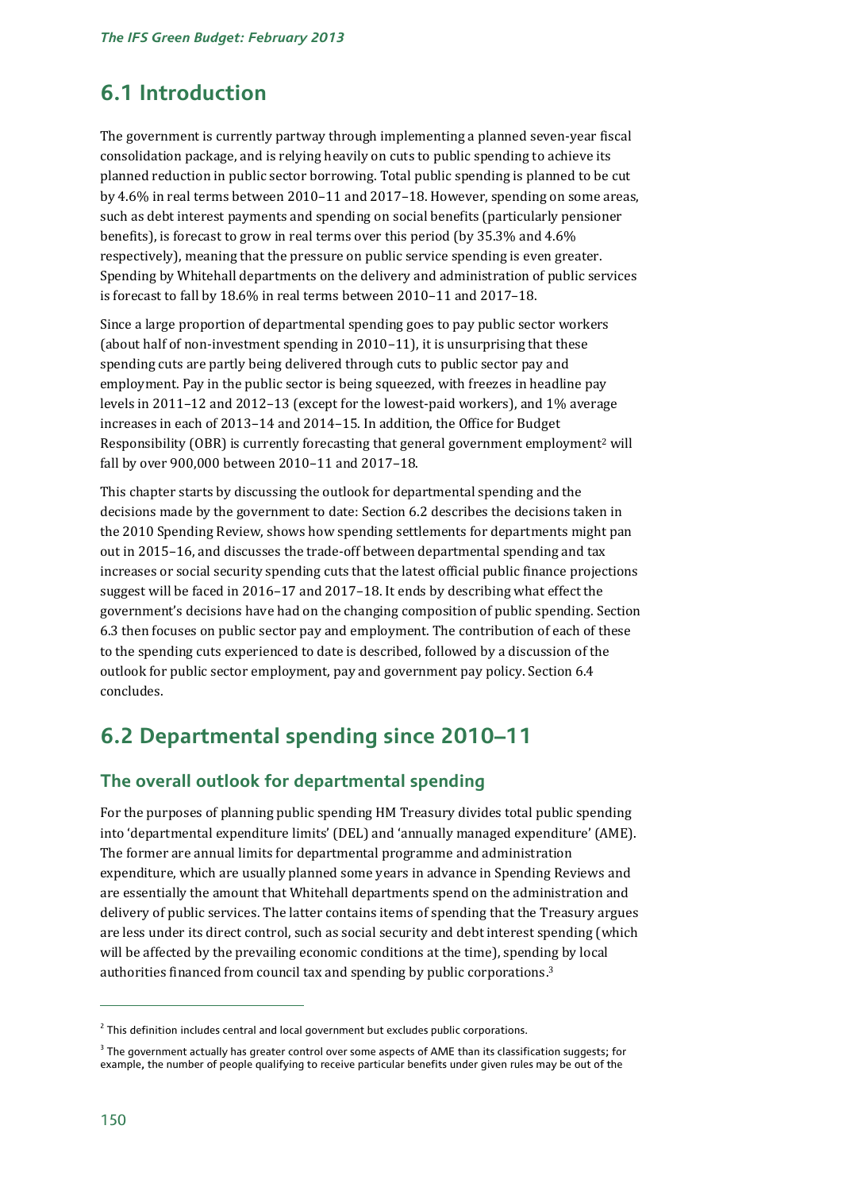## 6.1 Introduction

The government is currently partway through implementing a planned seven-year fiscal consolidation package, and is relying heavily on cuts to public spending to achieve its planned reduction in public sector borrowing. Total public spending is planned to be cut by 4.6% in real terms between 2010–11 and 2017–18. However, spending on some areas, such as debt interest payments and spending on social benefits (particularly pensioner benefits), is forecast to grow in real terms over this period (by 35.3% and 4.6% respectively), meaning that the pressure on public service spending is even greater. Spending by Whitehall departments on the delivery and administration of public services is forecast to fall by 18.6% in real terms between 2010–11 and 2017–18.

Since a large proportion of departmental spending goes to pay public sector workers (about half of non-investment spending in 2010–11), it is unsurprising that these spending cuts are partly being delivered through cuts to public sector pay and employment. Pay in the public sector is being squeezed, with freezes in headline pay levels in 2011–12 and 2012–13 (except for the lowest-paid workers), and 1% average increases in each of 2013–14 and 2014–15. In addition, the Office for Budget Responsibility (OBR) is currently forecasting that general government employment[2] will fall by over 900,000 between 2010–11 and 2017–18.

This chapter starts by discussing the outlook for departmental spending and the decisions made by the government to date: Section 6.2 describes the decisions taken in the 2010 Spending Review, shows how spending settlements for departments might pan out in 2015–16, and discusses the trade-off between departmental spending and tax increases or social security spending cuts that the latest official public finance projections suggest will be faced in 2016–17 and 2017–18. It ends by describing what effect the government's decisions have had on the changing composition of public spending. Section 6.3 then focuses on public sector pay and employment. The contribution of each of these to the spending cuts experienced to date is described, followed by a discussion of the outlook for public sector employment, pay and government pay policy. Section 6.4 concludes.

## 6.2 Departmental spending since 2010–11

### The overall outlook for departmental spending

For the purposes of planning public spending HM Treasury divides total public spending into 'departmental expenditure limits' (DEL) and 'annually managed expenditure' (AME). The former are annual limits for departmental programme and administration expenditure, which are usually planned some years in advance in Spending Reviews and are essentially the amount that Whitehall departments spend on the administration and delivery of public services. The latter contains items of spending that the Treasury argues are less under its direct control, such as social security and debt interest spending (which will be affected by the prevailing economic conditions at the time), spending by local authorities financed from council tax and spending by public corporations.[3]

---

[2] This definition includes central and local government but excludes public corporations.

[3] The government actually has greater control over some aspects of AME than its classification suggests; for example, the number of people qualifying to receive particular benefits under given rules may be out of the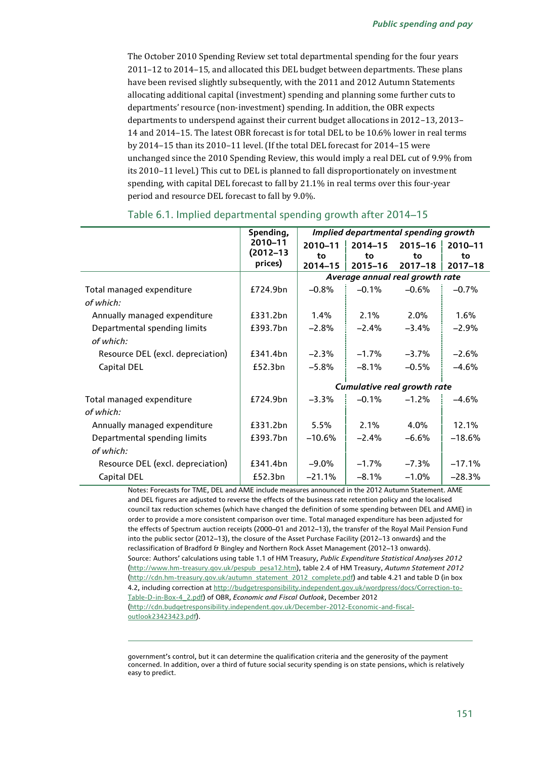The October 2010 Spending Review set total departmental spending for the four years 2011–12 to 2014–15, and allocated this DEL budget between departments. These plans have been revised slightly subsequently, with the 2011 and 2012 Autumn Statements allocating additional capital (investment) spending and planning some further cuts to departments' resource (non-investment) spending. In addition, the OBR expects departments to underspend against their current budget allocations in 2012–13, 2013–14 and 2014–15. The latest OBR forecast is for total DEL to be 10.6% lower in real terms by 2014–15 than its 2010–11 level. (If the total DEL forecast for 2014–15 were unchanged since the 2010 Spending Review, this would imply a real DEL cut of 9.9% from its 2010–11 level.) This cut to DEL is planned to fall disproportionately on investment spending, with capital DEL forecast to fall by 21.1% in real terms over this four-year period and resource DEL forecast to fall by 9.0%.

## Table 6.1. Implied departmental spending growth after 2014–15

| | Spending, 2010–11 (2012–13 prices) | *Implied departmental spending growth* | | | |
|---|---|---|---|---|---|
| | | 2010–11 to 2014–15 | 2014–15 to 2015–16 | 2015–16 to 2017–18 | 2010–11 to 2017–18 |
| | | *Average annual real growth rate* | | | |
| Total managed expenditure | £724.9bn | −0.8% | −0.1% | −0.6% | −0.7% |
| *of which:* | | | | | |
| Annually managed expenditure | £331.2bn | 1.4% | 2.1% | 2.0% | 1.6% |
| Departmental spending limits | £393.7bn | −2.8% | −2.4% | −3.4% | −2.9% |
| *of which:* | | | | | |
| Resource DEL (excl. depreciation) | £341.4bn | −2.3% | −1.7% | −3.7% | −2.6% |
| Capital DEL | £52.3bn | −5.8% | −8.1% | −0.5% | −4.6% |
| | | *Cumulative real growth rate* | | | |
| Total managed expenditure | £724.9bn | −3.3% | −0.1% | −1.2% | −4.6% |
| *of which:* | | | | | |
| Annually managed expenditure | £331.2bn | 5.5% | 2.1% | 4.0% | 12.1% |
| Departmental spending limits | £393.7bn | −10.6% | −2.4% | −6.6% | −18.6% |
| *of which:* | | | | | |
| Resource DEL (excl. depreciation) | £341.4bn | −9.0% | −1.7% | −7.3% | −17.1% |
| Capital DEL | £52.3bn | −21.1% | −8.1% | −1.0% | −28.3% |

Notes: Forecasts for TME, DEL and AME include measures announced in the 2012 Autumn Statement. AME and DEL figures are adjusted to reverse the effects of the business rate retention policy and the localised council tax reduction schemes (which have changed the definition of some spending between DEL and AME) in order to provide a more consistent comparison over time. Total managed expenditure has been adjusted for the effects of Spectrum auction receipts (2000–01 and 2012–13), the transfer of the Royal Mail Pension Fund into the public sector (2012–13), the closure of the Asset Purchase Facility (2012–13 onwards) and the reclassification of Bradford & Bingley and Northern Rock Asset Management (2012–13 onwards).

Source: Authors' calculations using table 1.1 of HM Treasury, *Public Expenditure Statistical Analyses 2012* (http://www.hm-treasury.gov.uk/pespub_pesa12.htm), table 2.4 of HM Treasury, *Autumn Statement 2012* (http://cdn.hm-treasury.gov.uk/autumn_statement_2012_complete.pdf) and table 4.21 and table D (in box 4.2, including correction at http://budgetresponsibility.independent.gov.uk/wordpress/docs/Correction-to-Table-D-in-Box-4_2.pdf) of OBR, *Economic and Fiscal Outlook*, December 2012 (http://cdn.budgetresponsibility.independent.gov.uk/December-2012-Economic-and-fiscal-outlook23423423.pdf).

government's control, but it can determine the qualification criteria and the generosity of the payment concerned. In addition, over a third of future social security spending is on state pensions, which is relatively easy to predict.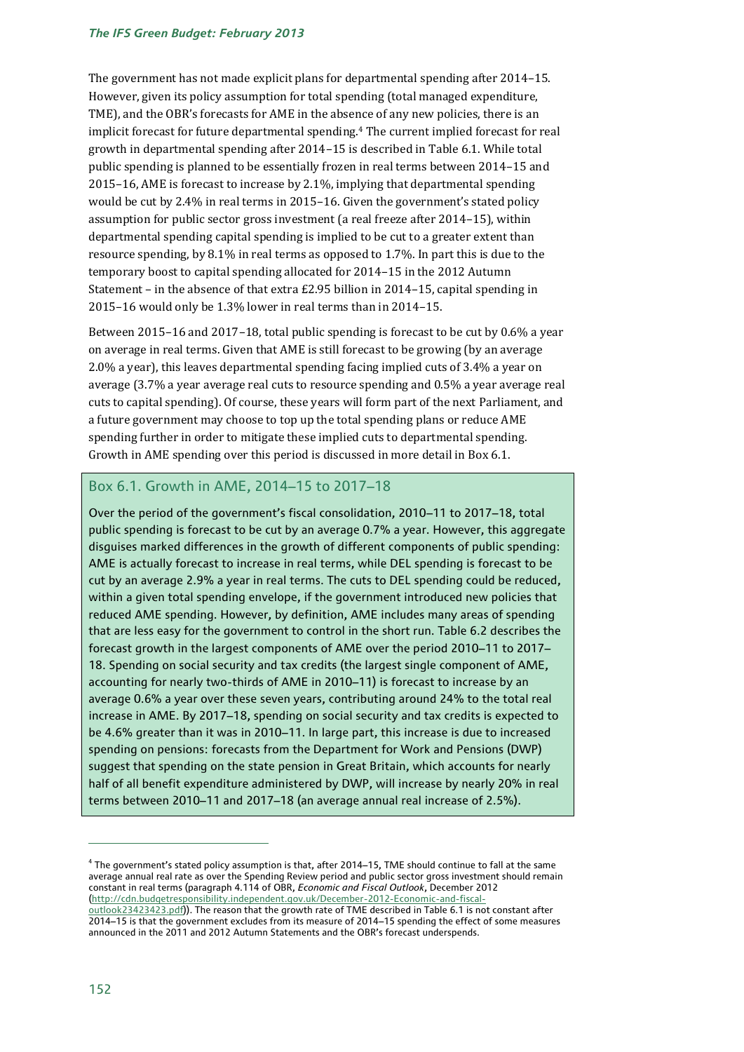The government has not made explicit plans for departmental spending after 2014–15. However, given its policy assumption for total spending (total managed expenditure, TME), and the OBR's forecasts for AME in the absence of any new policies, there is an implicit forecast for future departmental spending.[4] The current implied forecast for real growth in departmental spending after 2014–15 is described in Table 6.1. While total public spending is planned to be essentially frozen in real terms between 2014–15 and 2015–16, AME is forecast to increase by 2.1%, implying that departmental spending would be cut by 2.4% in real terms in 2015–16. Given the government's stated policy assumption for public sector gross investment (a real freeze after 2014–15), within departmental spending capital spending is implied to be cut to a greater extent than resource spending, by 8.1% in real terms as opposed to 1.7%. In part this is due to the temporary boost to capital spending allocated for 2014–15 in the 2012 Autumn Statement – in the absence of that extra £2.95 billion in 2014–15, capital spending in 2015–16 would only be 1.3% lower in real terms than in 2014–15.

Between 2015–16 and 2017–18, total public spending is forecast to be cut by 0.6% a year on average in real terms. Given that AME is still forecast to be growing (by an average 2.0% a year), this leaves departmental spending facing implied cuts of 3.4% a year on average (3.7% a year average real cuts to resource spending and 0.5% a year average real cuts to capital spending). Of course, these years will form part of the next Parliament, and a future government may choose to top up the total spending plans or reduce AME spending further in order to mitigate these implied cuts to departmental spending. Growth in AME spending over this period is discussed in more detail in Box 6.1.

## Box 6.1. Growth in AME, 2014–15 to 2017–18

Over the period of the government's fiscal consolidation, 2010–11 to 2017–18, total public spending is forecast to be cut by an average 0.7% a year. However, this aggregate disguises marked differences in the growth of different components of public spending: AME is actually forecast to increase in real terms, while DEL spending is forecast to be cut by an average 2.9% a year in real terms. The cuts to DEL spending could be reduced, within a given total spending envelope, if the government introduced new policies that reduced AME spending. However, by definition, AME includes many areas of spending that are less easy for the government to control in the short run. Table 6.2 describes the forecast growth in the largest components of AME over the period 2010–11 to 2017–18. Spending on social security and tax credits (the largest single component of AME, accounting for nearly two-thirds of AME in 2010–11) is forecast to increase by an average 0.6% a year over these seven years, contributing around 24% to the total real increase in AME. By 2017–18, spending on social security and tax credits is expected to be 4.6% greater than it was in 2010–11. In large part, this increase is due to increased spending on pensions: forecasts from the Department for Work and Pensions (DWP) suggest that spending on the state pension in Great Britain, which accounts for nearly half of all benefit expenditure administered by DWP, will increase by nearly 20% in real terms between 2010–11 and 2017–18 (an average annual real increase of 2.5%).

---

[4] The government's stated policy assumption is that, after 2014–15, TME should continue to fall at the same average annual real rate as over the Spending Review period and public sector gross investment should remain constant in real terms (paragraph 4.114 of OBR, *Economic and Fiscal Outlook*, December 2012 (http://cdn.budgetresponsibility.independent.gov.uk/December-2012-Economic-and-fiscal-outlook23423423.pdf)). The reason that the growth rate of TME described in Table 6.1 is not constant after 2014–15 is that the government excludes from its measure of 2014–15 spending the effect of some measures announced in the 2011 and 2012 Autumn Statements and the OBR's forecast underspends.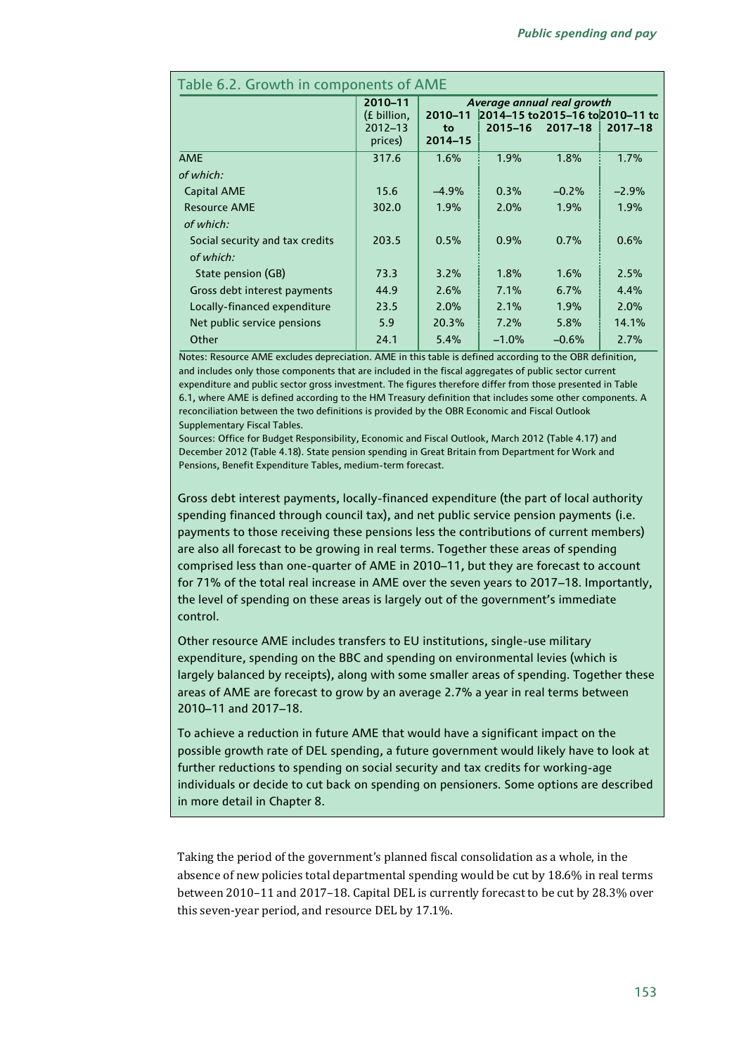Table 6.2. Growth in components of AME

| | 2010–11 (£ billion, 2012–13 prices) | Average annual real growth | | | |
|---|---|---|---|---|---|
| | | 2010–11 to 2014–15 | 2014–15 to 2015–16 | 2015–16 to 2017–18 | 2010–11 to 2017–18 |
| AME | 317.6 | 1.6% | 1.9% | 1.8% | 1.7% |
| *of which:* | | | | | |
| Capital AME | 15.6 | –4.9% | 0.3% | –0.2% | –2.9% |
| Resource AME | 302.0 | 1.9% | 2.0% | 1.9% | 1.9% |
| *of which:* | | | | | |
| Social security and tax credits | 203.5 | 0.5% | 0.9% | 0.7% | 0.6% |
| *of which:* | | | | | |
| State pension (GB) | 73.3 | 3.2% | 1.8% | 1.6% | 2.5% |
| Gross debt interest payments | 44.9 | 2.6% | 7.1% | 6.7% | 4.4% |
| Locally-financed expenditure | 23.5 | 2.0% | 2.1% | 1.9% | 2.0% |
| Net public service pensions | 5.9 | 20.3% | 7.2% | 5.8% | 14.1% |
| Other | 24.1 | 5.4% | –1.0% | –0.6% | 2.7% |

Notes: Resource AME excludes depreciation. AME in this table is defined according to the OBR definition, and includes only those components that are included in the fiscal aggregates of public sector current expenditure and public sector gross investment. The figures therefore differ from those presented in Table 6.1, where AME is defined according to the HM Treasury definition that includes some other components. A reconciliation between the two definitions is provided by the OBR Economic and Fiscal Outlook Supplementary Fiscal Tables.

Sources: Office for Budget Responsibility, Economic and Fiscal Outlook, March 2012 (Table 4.17) and December 2012 (Table 4.18). State pension spending in Great Britain from Department for Work and Pensions, Benefit Expenditure Tables, medium-term forecast.

Gross debt interest payments, locally-financed expenditure (the part of local authority spending financed through council tax), and net public service pension payments (i.e. payments to those receiving these pensions less the contributions of current members) are also all forecast to be growing in real terms. Together these areas of spending comprised less than one-quarter of AME in 2010–11, but they are forecast to account for 71% of the total real increase in AME over the seven years to 2017–18. Importantly, the level of spending on these areas is largely out of the government's immediate control.

Other resource AME includes transfers to EU institutions, single-use military expenditure, spending on the BBC and spending on environmental levies (which is largely balanced by receipts), along with some smaller areas of spending. Together these areas of AME are forecast to grow by an average 2.7% a year in real terms between 2010–11 and 2017–18.

To achieve a reduction in future AME that would have a significant impact on the possible growth rate of DEL spending, a future government would likely have to look at further reductions to spending on social security and tax credits for working-age individuals or decide to cut back on spending on pensioners. Some options are described in more detail in Chapter 8.

Taking the period of the government's planned fiscal consolidation as a whole, in the absence of new policies total departmental spending would be cut by 18.6% in real terms between 2010–11 and 2017–18. Capital DEL is currently forecast to be cut by 28.3% over this seven-year period, and resource DEL by 17.1%.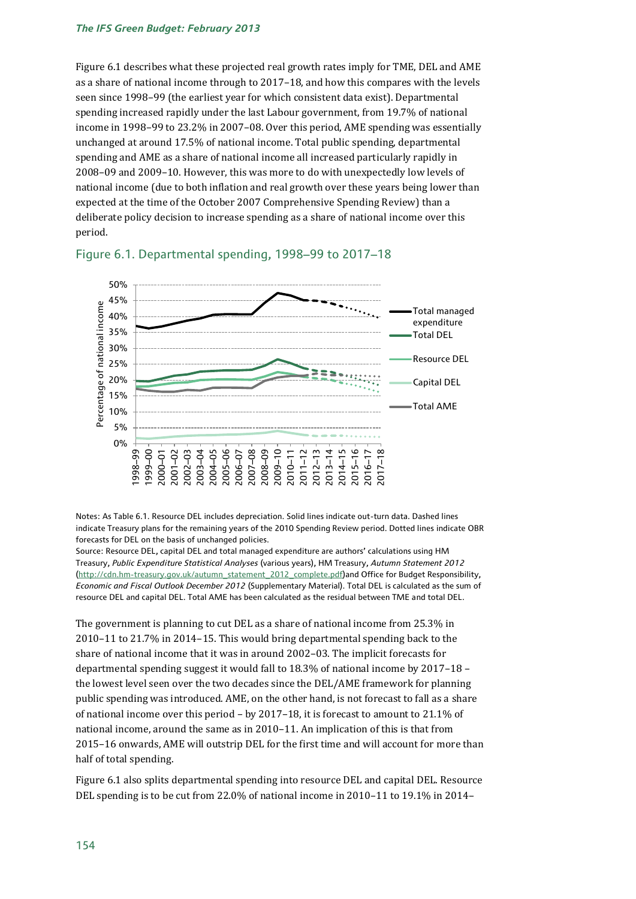Figure 6.1 describes what these projected real growth rates imply for TME, DEL and AME as a share of national income through to 2017–18, and how this compares with the levels seen since 1998–99 (the earliest year for which consistent data exist). Departmental spending increased rapidly under the last Labour government, from 19.7% of national income in 1998–99 to 23.2% in 2007–08. Over this period, AME spending was essentially unchanged at around 17.5% of national income. Total public spending, departmental spending and AME as a share of national income all increased particularly rapidly in 2008–09 and 2009–10. However, this was more to do with unexpectedly low levels of national income (due to both inflation and real growth over these years being lower than expected at the time of the October 2007 Comprehensive Spending Review) than a deliberate policy decision to increase spending as a share of national income over this period.

## Figure 6.1. Departmental spending, 1998–99 to 2017–18

Notes: As Table 6.1. Resource DEL includes depreciation. Solid lines indicate out-turn data. Dashed lines indicate Treasury plans for the remaining years of the 2010 Spending Review period. Dotted lines indicate OBR forecasts for DEL on the basis of unchanged policies.

Source: Resource DEL, capital DEL and total managed expenditure are authors' calculations using HM Treasury, *Public Expenditure Statistical Analyses* (various years), HM Treasury, *Autumn Statement 2012* (http://cdn.hm-treasury.gov.uk/autumn_statement_2012_complete.pdf)and Office for Budget Responsibility, *Economic and Fiscal Outlook December 2012* (Supplementary Material). Total DEL is calculated as the sum of resource DEL and capital DEL. Total AME has been calculated as the residual between TME and total DEL.

The government is planning to cut DEL as a share of national income from 25.3% in 2010–11 to 21.7% in 2014–15. This would bring departmental spending back to the share of national income that it was in around 2002–03. The implicit forecasts for departmental spending suggest it would fall to 18.3% of national income by 2017–18 – the lowest level seen over the two decades since the DEL/AME framework for planning public spending was introduced. AME, on the other hand, is not forecast to fall as a share of national income over this period – by 2017–18, it is forecast to amount to 21.1% of national income, around the same as in 2010–11. An implication of this is that from 2015–16 onwards, AME will outstrip DEL for the first time and will account for more than half of total spending.

Figure 6.1 also splits departmental spending into resource DEL and capital DEL. Resource DEL spending is to be cut from 22.0% of national income in 2010–11 to 19.1% in 2014–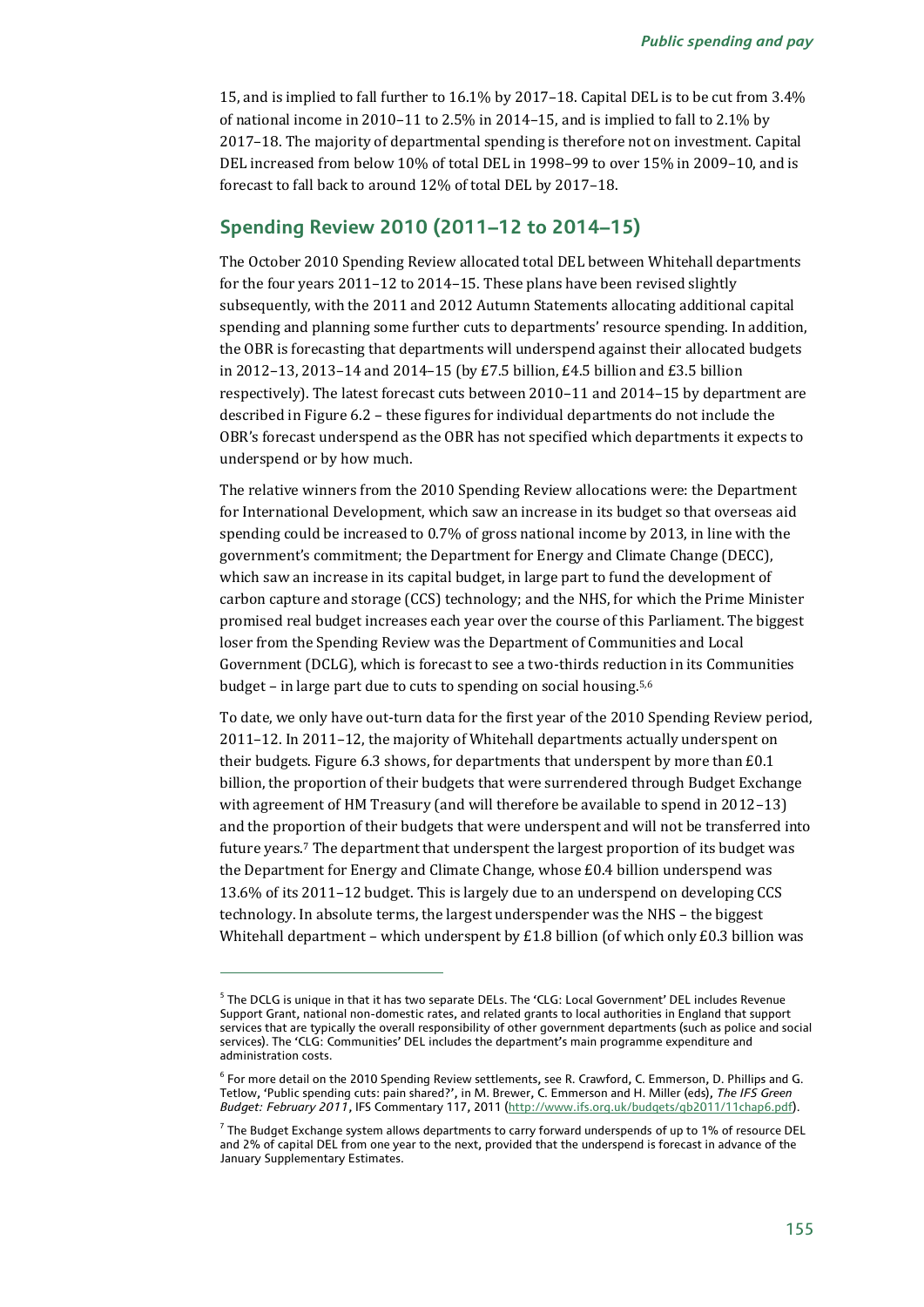15, and is implied to fall further to 16.1% by 2017–18. Capital DEL is to be cut from 3.4% of national income in 2010–11 to 2.5% in 2014–15, and is implied to fall to 2.1% by 2017–18. The majority of departmental spending is therefore not on investment. Capital DEL increased from below 10% of total DEL in 1998–99 to over 15% in 2009–10, and is forecast to fall back to around 12% of total DEL by 2017–18.

## Spending Review 2010 (2011–12 to 2014–15)

The October 2010 Spending Review allocated total DEL between Whitehall departments for the four years 2011–12 to 2014–15. These plans have been revised slightly subsequently, with the 2011 and 2012 Autumn Statements allocating additional capital spending and planning some further cuts to departments' resource spending. In addition, the OBR is forecasting that departments will underspend against their allocated budgets in 2012–13, 2013–14 and 2014–15 (by £7.5 billion, £4.5 billion and £3.5 billion respectively). The latest forecast cuts between 2010–11 and 2014–15 by department are described in Figure 6.2 – these figures for individual departments do not include the OBR's forecast underspend as the OBR has not specified which departments it expects to underspend or by how much.

The relative winners from the 2010 Spending Review allocations were: the Department for International Development, which saw an increase in its budget so that overseas aid spending could be increased to 0.7% of gross national income by 2013, in line with the government's commitment; the Department for Energy and Climate Change (DECC), which saw an increase in its capital budget, in large part to fund the development of carbon capture and storage (CCS) technology; and the NHS, for which the Prime Minister promised real budget increases each year over the course of this Parliament. The biggest loser from the Spending Review was the Department of Communities and Local Government (DCLG), which is forecast to see a two-thirds reduction in its Communities budget – in large part due to cuts to spending on social housing.[5,6]

To date, we only have out-turn data for the first year of the 2010 Spending Review period, 2011–12. In 2011–12, the majority of Whitehall departments actually underspent on their budgets. Figure 6.3 shows, for departments that underspent by more than £0.1 billion, the proportion of their budgets that were surrendered through Budget Exchange with agreement of HM Treasury (and will therefore be available to spend in 2012–13) and the proportion of their budgets that were underspent and will not be transferred into future years.[7] The department that underspent the largest proportion of its budget was the Department for Energy and Climate Change, whose £0.4 billion underspend was 13.6% of its 2011–12 budget. This is largely due to an underspend on developing CCS technology. In absolute terms, the largest underspender was the NHS – the biggest Whitehall department – which underspent by £1.8 billion (of which only £0.3 billion was

---

[5] The DCLG is unique in that it has two separate DELs. The 'CLG: Local Government' DEL includes Revenue Support Grant, national non-domestic rates, and related grants to local authorities in England that support services that are typically the overall responsibility of other government departments (such as police and social services). The 'CLG: Communities' DEL includes the department's main programme expenditure and administration costs.

[6] For more detail on the 2010 Spending Review settlements, see R. Crawford, C. Emmerson, D. Phillips and G. Tetlow, 'Public spending cuts: pain shared?', in M. Brewer, C. Emmerson and H. Miller (eds), *The IFS Green Budget: February 2011*, IFS Commentary 117, 2011 (http://www.ifs.org.uk/budgets/gb2011/11chap6.pdf).

[7] The Budget Exchange system allows departments to carry forward underspends of up to 1% of resource DEL and 2% of capital DEL from one year to the next, provided that the underspend is forecast in advance of the January Supplementary Estimates.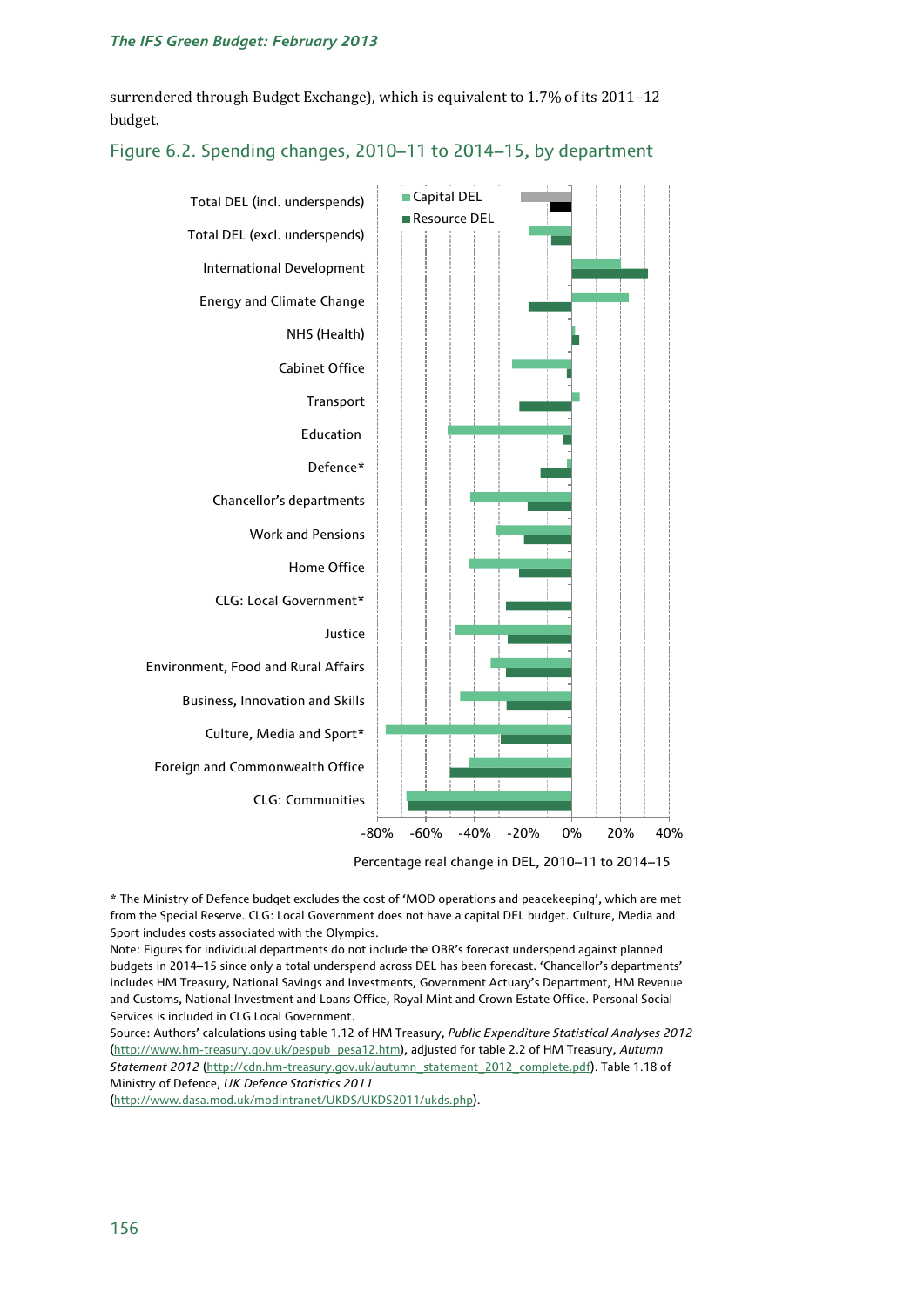surrendered through Budget Exchange), which is equivalent to 1.7% of its 2011–12 budget.

## Figure 6.2. Spending changes, 2010–11 to 2014–15, by department

Total DEL (incl. underspends)
Total DEL (excl. underspends)
International Development
Energy and Climate Change
NHS (Health)
Cabinet Office
Transport
Education
Defence*
Chancellor's departments
Work and Pensions
Home Office
CLG: Local Government*
Justice
Environment, Food and Rural Affairs
Business, Innovation and Skills
Culture, Media and Sport*
Foreign and Commonwealth Office
CLG: Communities

Capital DEL
Resource DEL

-80% -60% -40% -20% 0% 20% 40%

Percentage real change in DEL, 2010–11 to 2014–15

\* The Ministry of Defence budget excludes the cost of 'MOD operations and peacekeeping', which are met from the Special Reserve. CLG: Local Government does not have a capital DEL budget. Culture, Media and Sport includes costs associated with the Olympics.

Note: Figures for individual departments do not include the OBR's forecast underspend against planned budgets in 2014–15 since only a total underspend across DEL has been forecast. 'Chancellor's departments' includes HM Treasury, National Savings and Investments, Government Actuary's Department, HM Revenue and Customs, National Investment and Loans Office, Royal Mint and Crown Estate Office. Personal Social Services is included in CLG Local Government.

Source: Authors' calculations using table 1.12 of HM Treasury, *Public Expenditure Statistical Analyses 2012* (http://www.hm-treasury.gov.uk/pespub_pesa12.htm), adjusted for table 2.2 of HM Treasury, *Autumn Statement 2012* (http://cdn.hm-treasury.gov.uk/autumn_statement_2012_complete.pdf). Table 1.18 of Ministry of Defence, *UK Defence Statistics 2011* (http://www.dasa.mod.uk/modintranet/UKDS/UKDS2011/ukds.php).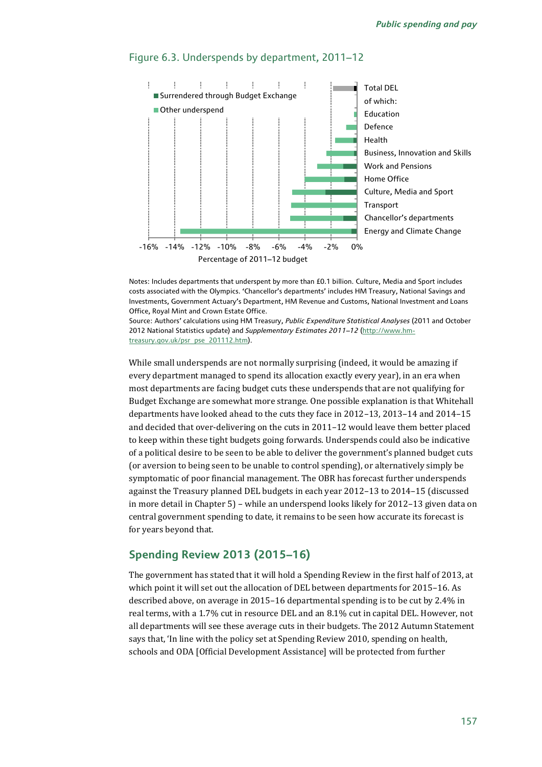Figure 6.3. Underspends by department, 2011–12

Notes: Includes departments that underspent by more than £0.1 billion. Culture, Media and Sport includes costs associated with the Olympics. 'Chancellor's departments' includes HM Treasury, National Savings and Investments, Government Actuary's Department, HM Revenue and Customs, National Investment and Loans Office, Royal Mint and Crown Estate Office.
Source: Authors' calculations using HM Treasury, *Public Expenditure Statistical Analyses* (2011 and October 2012 National Statistics update) and *Supplementary Estimates 2011–12* (http://www.hm-treasury.gov.uk/psr_pse_201112.htm).

While small underspends are not normally surprising (indeed, it would be amazing if every department managed to spend its allocation exactly every year), in an era when most departments are facing budget cuts these underspends that are not qualifying for Budget Exchange are somewhat more strange. One possible explanation is that Whitehall departments have looked ahead to the cuts they face in 2012–13, 2013–14 and 2014–15 and decided that over-delivering on the cuts in 2011–12 would leave them better placed to keep within these tight budgets going forwards. Underspends could also be indicative of a political desire to be seen to be able to deliver the government's planned budget cuts (or aversion to being seen to be unable to control spending), or alternatively simply be symptomatic of poor financial management. The OBR has forecast further underspends against the Treasury planned DEL budgets in each year 2012–13 to 2014–15 (discussed in more detail in Chapter 5) – while an underspend looks likely for 2012–13 given data on central government spending to date, it remains to be seen how accurate its forecast is for years beyond that.

## Spending Review 2013 (2015–16)

The government has stated that it will hold a Spending Review in the first half of 2013, at which point it will set out the allocation of DEL between departments for 2015–16. As described above, on average in 2015–16 departmental spending is to be cut by 2.4% in real terms, with a 1.7% cut in resource DEL and an 8.1% cut in capital DEL. However, not all departments will see these average cuts in their budgets. The 2012 Autumn Statement says that, 'In line with the policy set at Spending Review 2010, spending on health, schools and ODA [Official Development Assistance] will be protected from further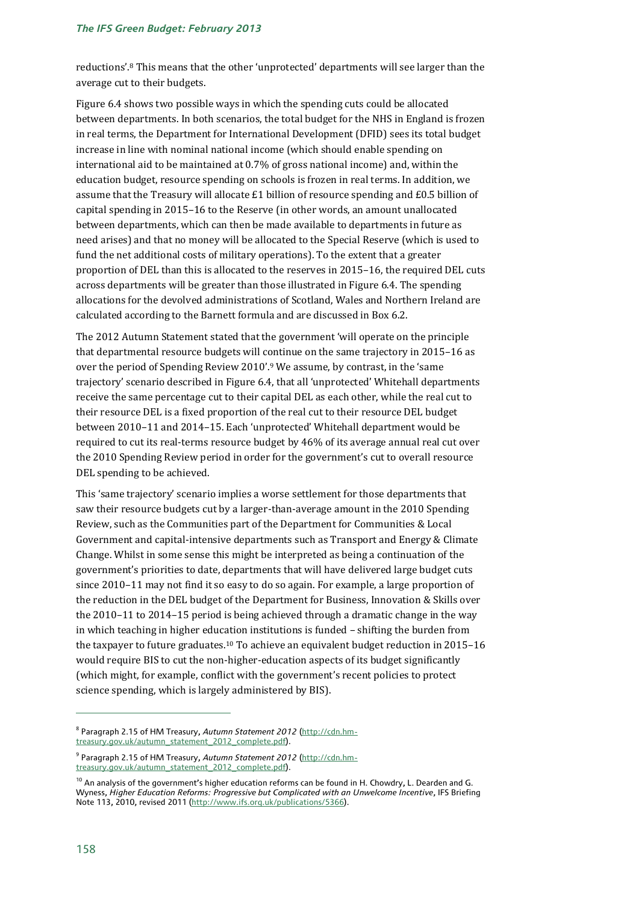reductions'.[8] This means that the other 'unprotected' departments will see larger than the average cut to their budgets.

Figure 6.4 shows two possible ways in which the spending cuts could be allocated between departments. In both scenarios, the total budget for the NHS in England is frozen in real terms, the Department for International Development (DFID) sees its total budget increase in line with nominal national income (which should enable spending on international aid to be maintained at 0.7% of gross national income) and, within the education budget, resource spending on schools is frozen in real terms. In addition, we assume that the Treasury will allocate £1 billion of resource spending and £0.5 billion of capital spending in 2015–16 to the Reserve (in other words, an amount unallocated between departments, which can then be made available to departments in future as need arises) and that no money will be allocated to the Special Reserve (which is used to fund the net additional costs of military operations). To the extent that a greater proportion of DEL than this is allocated to the reserves in 2015–16, the required DEL cuts across departments will be greater than those illustrated in Figure 6.4. The spending allocations for the devolved administrations of Scotland, Wales and Northern Ireland are calculated according to the Barnett formula and are discussed in Box 6.2.

The 2012 Autumn Statement stated that the government 'will operate on the principle that departmental resource budgets will continue on the same trajectory in 2015–16 as over the period of Spending Review 2010'.[9] We assume, by contrast, in the 'same trajectory' scenario described in Figure 6.4, that all 'unprotected' Whitehall departments receive the same percentage cut to their capital DEL as each other, while the real cut to their resource DEL is a fixed proportion of the real cut to their resource DEL budget between 2010–11 and 2014–15. Each 'unprotected' Whitehall department would be required to cut its real-terms resource budget by 46% of its average annual real cut over the 2010 Spending Review period in order for the government's cut to overall resource DEL spending to be achieved.

This 'same trajectory' scenario implies a worse settlement for those departments that saw their resource budgets cut by a larger-than-average amount in the 2010 Spending Review, such as the Communities part of the Department for Communities & Local Government and capital-intensive departments such as Transport and Energy & Climate Change. Whilst in some sense this might be interpreted as being a continuation of the government's priorities to date, departments that will have delivered large budget cuts since 2010–11 may not find it so easy to do so again. For example, a large proportion of the reduction in the DEL budget of the Department for Business, Innovation & Skills over the 2010–11 to 2014–15 period is being achieved through a dramatic change in the way in which teaching in higher education institutions is funded – shifting the burden from the taxpayer to future graduates.[10] To achieve an equivalent budget reduction in 2015–16 would require BIS to cut the non-higher-education aspects of its budget significantly (which might, for example, conflict with the government's recent policies to protect science spending, which is largely administered by BIS).

---

[8] Paragraph 2.15 of HM Treasury, *Autumn Statement 2012* (http://cdn.hm-treasury.gov.uk/autumn_statement_2012_complete.pdf).

[9] Paragraph 2.15 of HM Treasury, *Autumn Statement 2012* (http://cdn.hm-treasury.gov.uk/autumn_statement_2012_complete.pdf).

[10] An analysis of the government's higher education reforms can be found in H. Chowdry, L. Dearden and G. Wyness, *Higher Education Reforms: Progressive but Complicated with an Unwelcome Incentive*, IFS Briefing Note 113, 2010, revised 2011 (http://www.ifs.org.uk/publications/5366).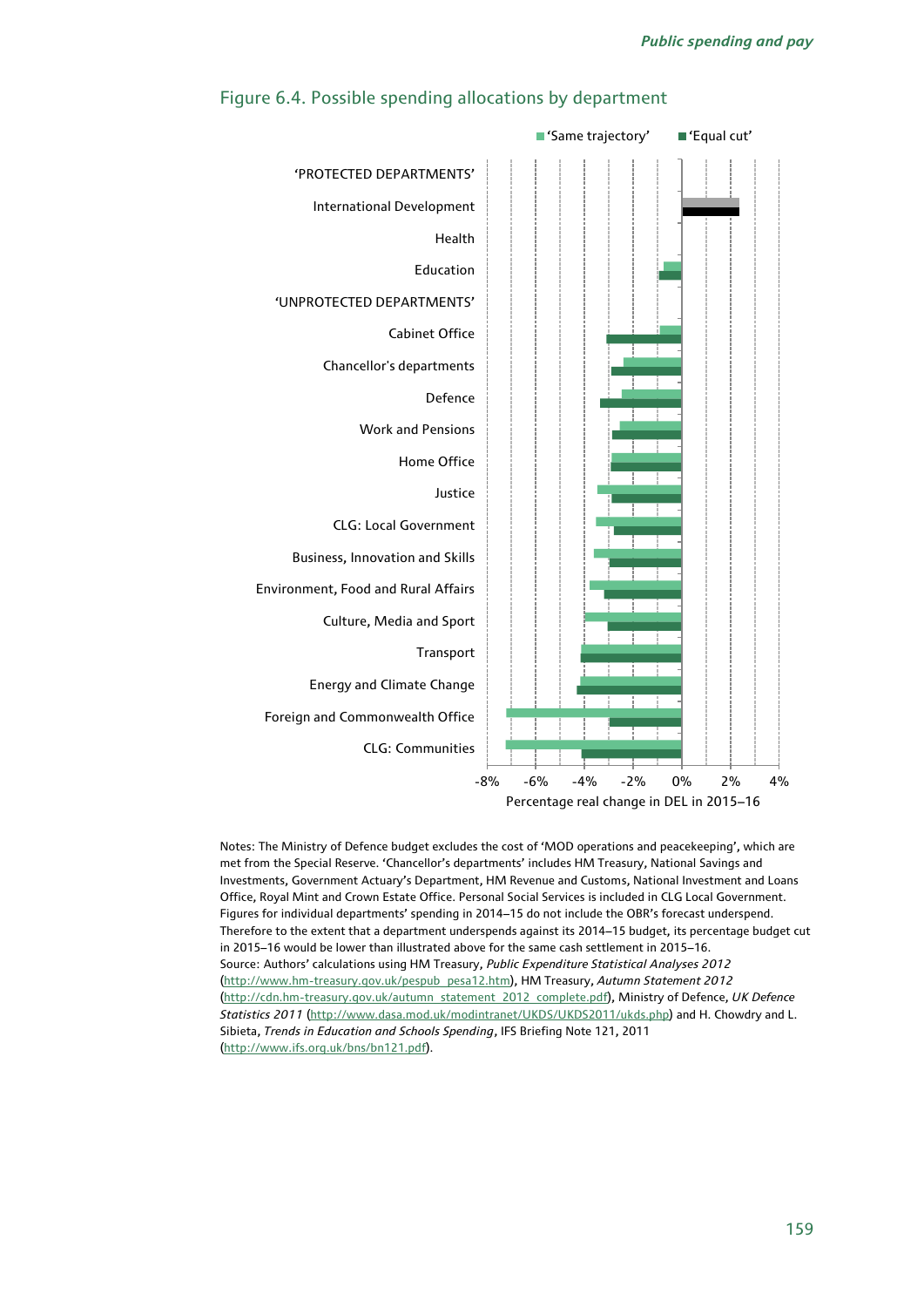## Figure 6.4. Possible spending allocations by department

'Same trajectory' | 'Equal cut'

'PROTECTED DEPARTMENTS'
International Development
Health
Education
'UNPROTECTED DEPARTMENTS'
Cabinet Office
Chancellor's departments
Defence
Work and Pensions
Home Office
Justice
CLG: Local Government
Business, Innovation and Skills
Environment, Food and Rural Affairs
Culture, Media and Sport
Transport
Energy and Climate Change
Foreign and Commonwealth Office
CLG: Communities

-8% -6% -4% -2% 0% 2% 4%

Percentage real change in DEL in 2015–16

Notes: The Ministry of Defence budget excludes the cost of 'MOD operations and peacekeeping', which are met from the Special Reserve. 'Chancellor's departments' includes HM Treasury, National Savings and Investments, Government Actuary's Department, HM Revenue and Customs, National Investment and Loans Office, Royal Mint and Crown Estate Office. Personal Social Services is included in CLG Local Government. Figures for individual departments' spending in 2014–15 do not include the OBR's forecast underspend. Therefore to the extent that a department underspends against its 2014–15 budget, its percentage budget cut in 2015–16 would be lower than illustrated above for the same cash settlement in 2015–16.

Source: Authors' calculations using HM Treasury, *Public Expenditure Statistical Analyses 2012* (http://www.hm-treasury.gov.uk/pespub_pesa12.htm), HM Treasury, *Autumn Statement 2012* (http://cdn.hm-treasury.gov.uk/autumn_statement_2012_complete.pdf), Ministry of Defence, *UK Defence Statistics 2011* (http://www.dasa.mod.uk/modintranet/UKDS/UKDS2011/ukds.php) and H. Chowdry and L. Sibieta, *Trends in Education and Schools Spending*, IFS Briefing Note 121, 2011 (http://www.ifs.org.uk/bns/bn121.pdf).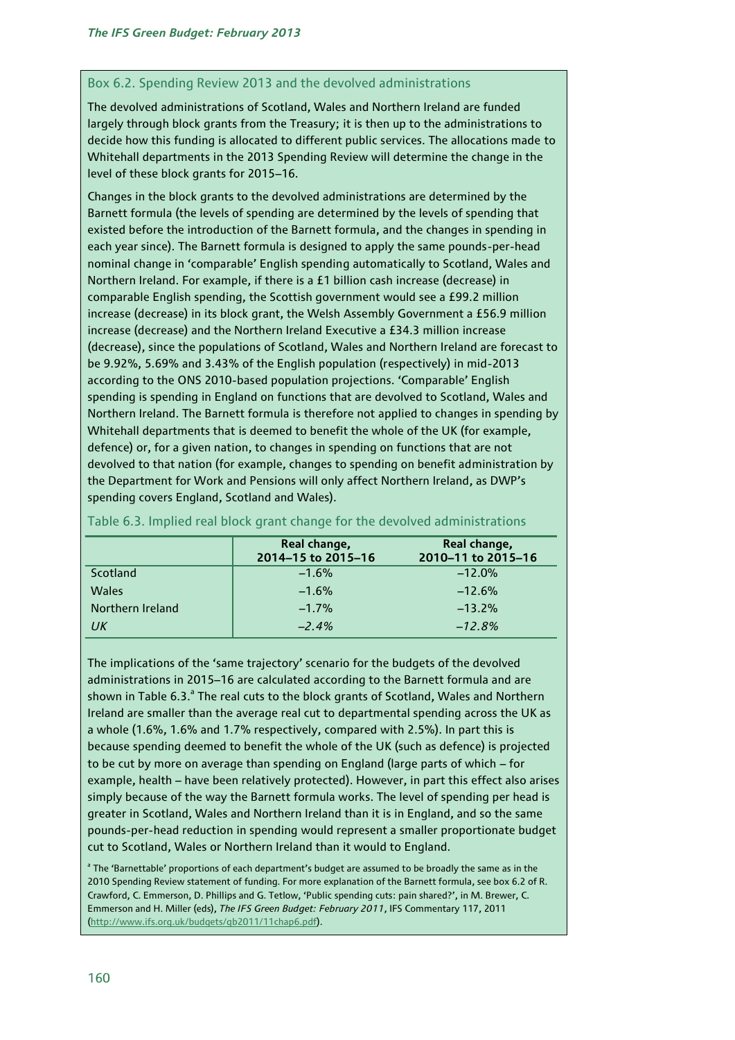### Box 6.2. Spending Review 2013 and the devolved administrations

The devolved administrations of Scotland, Wales and Northern Ireland are funded largely through block grants from the Treasury; it is then up to the administrations to decide how this funding is allocated to different public services. The allocations made to Whitehall departments in the 2013 Spending Review will determine the change in the level of these block grants for 2015–16.

Changes in the block grants to the devolved administrations are determined by the Barnett formula (the levels of spending are determined by the levels of spending that existed before the introduction of the Barnett formula, and the changes in spending in each year since). The Barnett formula is designed to apply the same pounds-per-head nominal change in 'comparable' English spending automatically to Scotland, Wales and Northern Ireland. For example, if there is a £1 billion cash increase (decrease) in comparable English spending, the Scottish government would see a £99.2 million increase (decrease) in its block grant, the Welsh Assembly Government a £56.9 million increase (decrease) and the Northern Ireland Executive a £34.3 million increase (decrease), since the populations of Scotland, Wales and Northern Ireland are forecast to be 9.92%, 5.69% and 3.43% of the English population (respectively) in mid-2013 according to the ONS 2010-based population projections. 'Comparable' English spending is spending in England on functions that are devolved to Scotland, Wales and Northern Ireland. The Barnett formula is therefore not applied to changes in spending by Whitehall departments that is deemed to benefit the whole of the UK (for example, defence) or, for a given nation, to changes in spending on functions that are not devolved to that nation (for example, changes to spending on benefit administration by the Department for Work and Pensions will only affect Northern Ireland, as DWP's spending covers England, Scotland and Wales).

Table 6.3. Implied real block grant change for the devolved administrations

| | Real change, 2014–15 to 2015–16 | Real change, 2010–11 to 2015–16 |
|---|---|---|
| Scotland | −1.6% | −12.0% |
| Wales | −1.6% | −12.6% |
| Northern Ireland | −1.7% | −13.2% |
| *UK* | *−2.4%* | *−12.8%* |

The implications of the 'same trajectory' scenario for the budgets of the devolved administrations in 2015–16 are calculated according to the Barnett formula and are shown in Table 6.3.[a] The real cuts to the block grants of Scotland, Wales and Northern Ireland are smaller than the average real cut to departmental spending across the UK as a whole (1.6%, 1.6% and 1.7% respectively, compared with 2.5%). In part this is because spending deemed to benefit the whole of the UK (such as defence) is projected to be cut by more on average than spending on England (large parts of which – for example, health – have been relatively protected). However, in part this effect also arises simply because of the way the Barnett formula works. The level of spending per head is greater in Scotland, Wales and Northern Ireland than it is in England, and so the same pounds-per-head reduction in spending would represent a smaller proportionate budget cut to Scotland, Wales or Northern Ireland than it would to England.

[a] The 'Barnettable' proportions of each department's budget are assumed to be broadly the same as in the 2010 Spending Review statement of funding. For more explanation of the Barnett formula, see box 6.2 of R. Crawford, C. Emmerson, D. Phillips and G. Tetlow, 'Public spending cuts: pain shared?', in M. Brewer, C. Emmerson and H. Miller (eds), *The IFS Green Budget: February 2011*, IFS Commentary 117, 2011 (http://www.ifs.org.uk/budgets/gb2011/11chap6.pdf).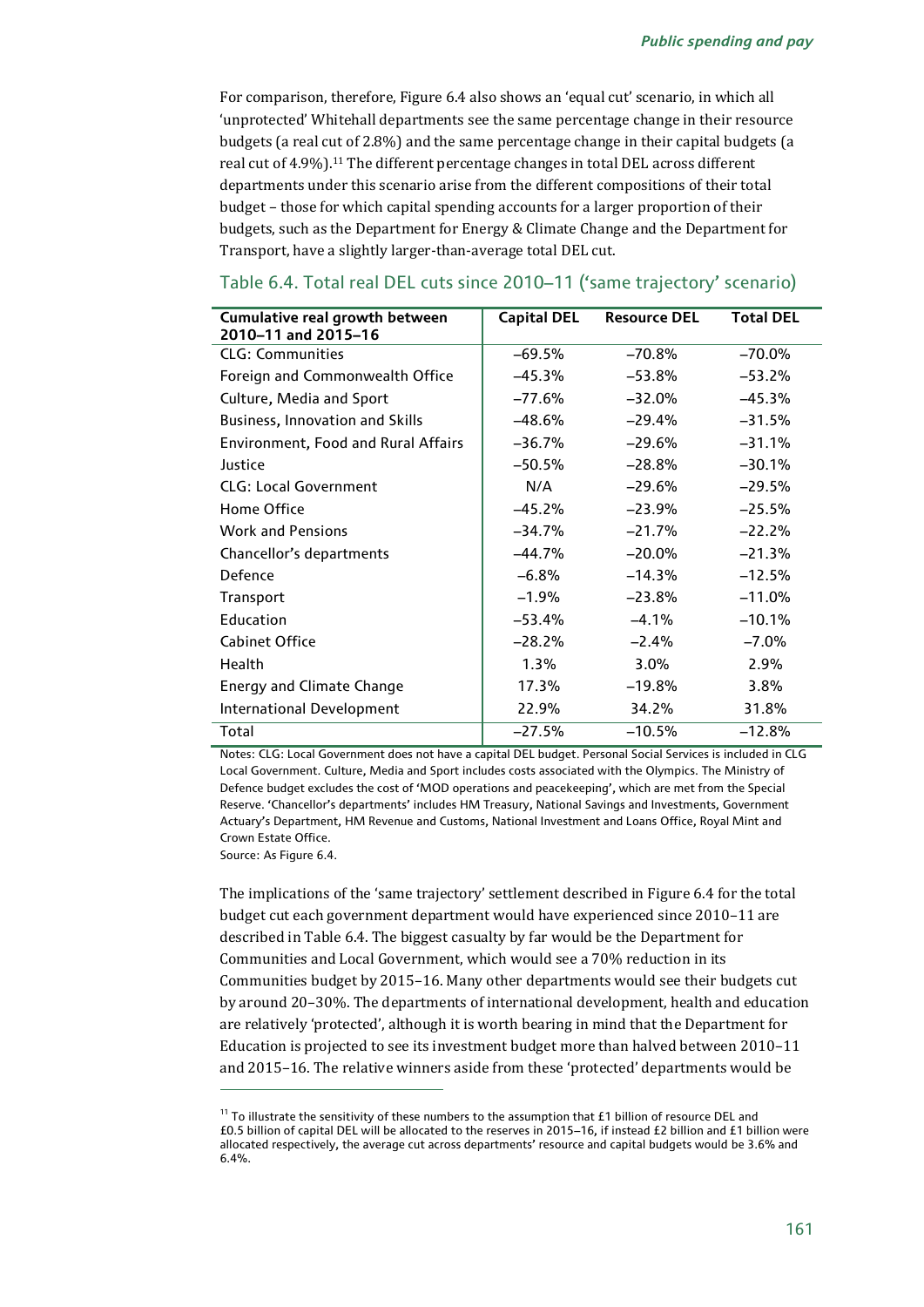For comparison, therefore, Figure 6.4 also shows an 'equal cut' scenario, in which all 'unprotected' Whitehall departments see the same percentage change in their resource budgets (a real cut of 2.8%) and the same percentage change in their capital budgets (a real cut of 4.9%).[11] The different percentage changes in total DEL across different departments under this scenario arise from the different compositions of their total budget – those for which capital spending accounts for a larger proportion of their budgets, such as the Department for Energy & Climate Change and the Department for Transport, have a slightly larger-than-average total DEL cut.

## Table 6.4. Total real DEL cuts since 2010–11 ('same trajectory' scenario)

| Cumulative real growth between 2010–11 and 2015–16 | Capital DEL | Resource DEL | Total DEL |
|---|---|---|---|
| CLG: Communities | –69.5% | –70.8% | –70.0% |
| Foreign and Commonwealth Office | –45.3% | –53.8% | –53.2% |
| Culture, Media and Sport | –77.6% | –32.0% | –45.3% |
| Business, Innovation and Skills | –48.6% | –29.4% | –31.5% |
| Environment, Food and Rural Affairs | –36.7% | –29.6% | –31.1% |
| Justice | –50.5% | –28.8% | –30.1% |
| CLG: Local Government | N/A | –29.6% | –29.5% |
| Home Office | –45.2% | –23.9% | –25.5% |
| Work and Pensions | –34.7% | –21.7% | –22.2% |
| Chancellor's departments | –44.7% | –20.0% | –21.3% |
| Defence | –6.8% | –14.3% | –12.5% |
| Transport | –1.9% | –23.8% | –11.0% |
| Education | –53.4% | –4.1% | –10.1% |
| Cabinet Office | –28.2% | –2.4% | –7.0% |
| Health | 1.3% | 3.0% | 2.9% |
| Energy and Climate Change | 17.3% | –19.8% | 3.8% |
| International Development | 22.9% | 34.2% | 31.8% |
| Total | –27.5% | –10.5% | –12.8% |

Notes: CLG: Local Government does not have a capital DEL budget. Personal Social Services is included in CLG Local Government. Culture, Media and Sport includes costs associated with the Olympics. The Ministry of Defence budget excludes the cost of 'MOD operations and peacekeeping', which are met from the Special Reserve. 'Chancellor's departments' includes HM Treasury, National Savings and Investments, Government Actuary's Department, HM Revenue and Customs, National Investment and Loans Office, Royal Mint and Crown Estate Office.

Source: As Figure 6.4.

The implications of the 'same trajectory' settlement described in Figure 6.4 for the total budget cut each government department would have experienced since 2010–11 are described in Table 6.4. The biggest casualty by far would be the Department for Communities and Local Government, which would see a 70% reduction in its Communities budget by 2015–16. Many other departments would see their budgets cut by around 20–30%. The departments of international development, health and education are relatively 'protected', although it is worth bearing in mind that the Department for Education is projected to see its investment budget more than halved between 2010–11 and 2015–16. The relative winners aside from these 'protected' departments would be

[11] To illustrate the sensitivity of these numbers to the assumption that £1 billion of resource DEL and £0.5 billion of capital DEL will be allocated to the reserves in 2015–16, if instead £2 billion and £1 billion were allocated respectively, the average cut across departments' resource and capital budgets would be 3.6% and 6.4%.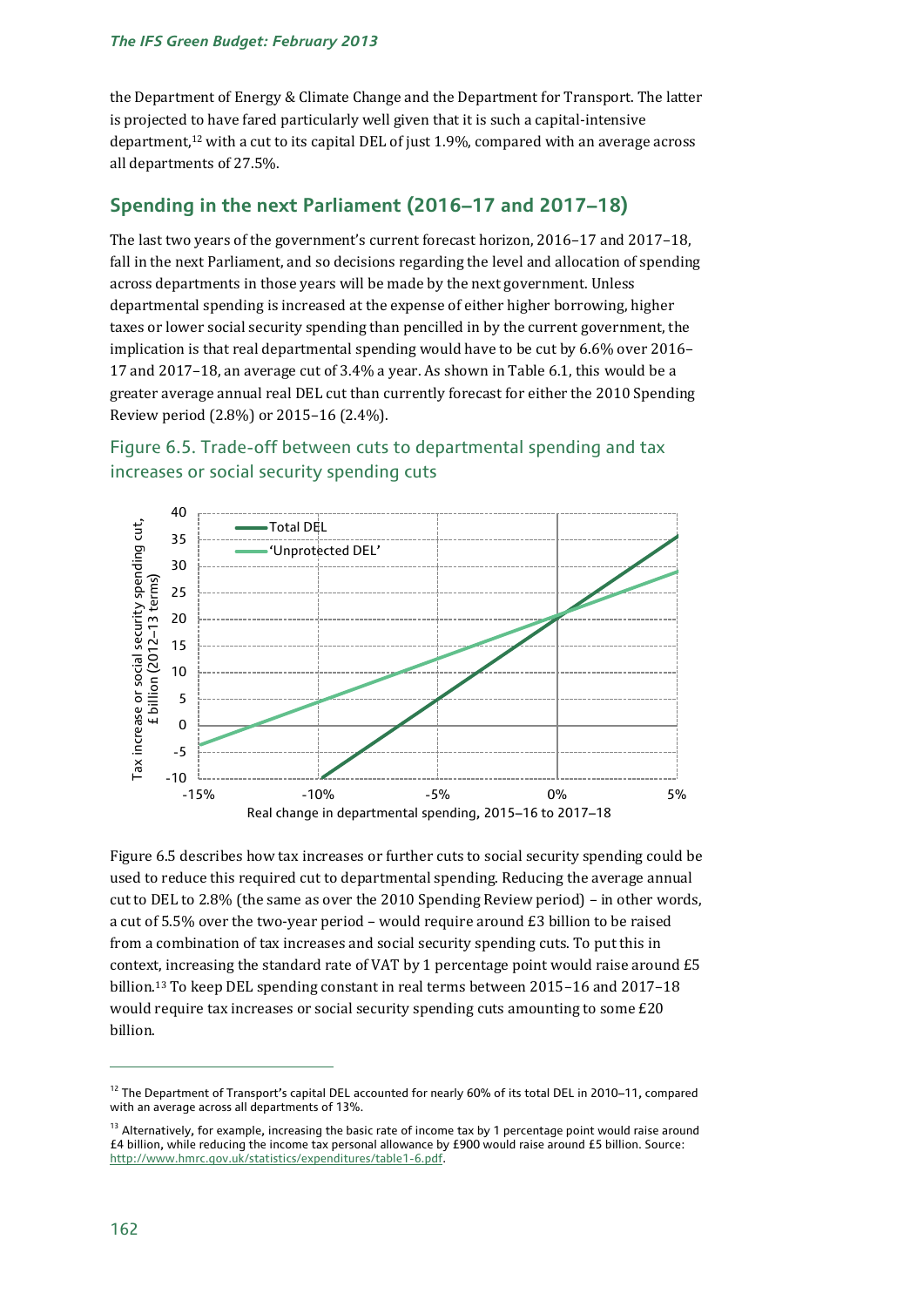the Department of Energy & Climate Change and the Department for Transport. The latter is projected to have fared particularly well given that it is such a capital-intensive department,[12] with a cut to its capital DEL of just 1.9%, compared with an average across all departments of 27.5%.

## Spending in the next Parliament (2016–17 and 2017–18)

The last two years of the government's current forecast horizon, 2016–17 and 2017–18, fall in the next Parliament, and so decisions regarding the level and allocation of spending across departments in those years will be made by the next government. Unless departmental spending is increased at the expense of either higher borrowing, higher taxes or lower social security spending than pencilled in by the current government, the implication is that real departmental spending would have to be cut by 6.6% over 2016–17 and 2017–18, an average cut of 3.4% a year. As shown in Table 6.1, this would be a greater average annual real DEL cut than currently forecast for either the 2010 Spending Review period (2.8%) or 2015–16 (2.4%).

### Figure 6.5. Trade-off between cuts to departmental spending and tax increases or social security spending cuts

Figure 6.5 describes how tax increases or further cuts to social security spending could be used to reduce this required cut to departmental spending. Reducing the average annual cut to DEL to 2.8% (the same as over the 2010 Spending Review period) – in other words, a cut of 5.5% over the two-year period – would require around £3 billion to be raised from a combination of tax increases and social security spending cuts. To put this in context, increasing the standard rate of VAT by 1 percentage point would raise around £5 billion.[13] To keep DEL spending constant in real terms between 2015–16 and 2017–18 would require tax increases or social security spending cuts amounting to some £20 billion.

---

[12] The Department of Transport's capital DEL accounted for nearly 60% of its total DEL in 2010–11, compared with an average across all departments of 13%.

[13] Alternatively, for example, increasing the basic rate of income tax by 1 percentage point would raise around £4 billion, while reducing the income tax personal allowance by £900 would raise around £5 billion. Source: http://www.hmrc.gov.uk/statistics/expenditures/table1-6.pdf.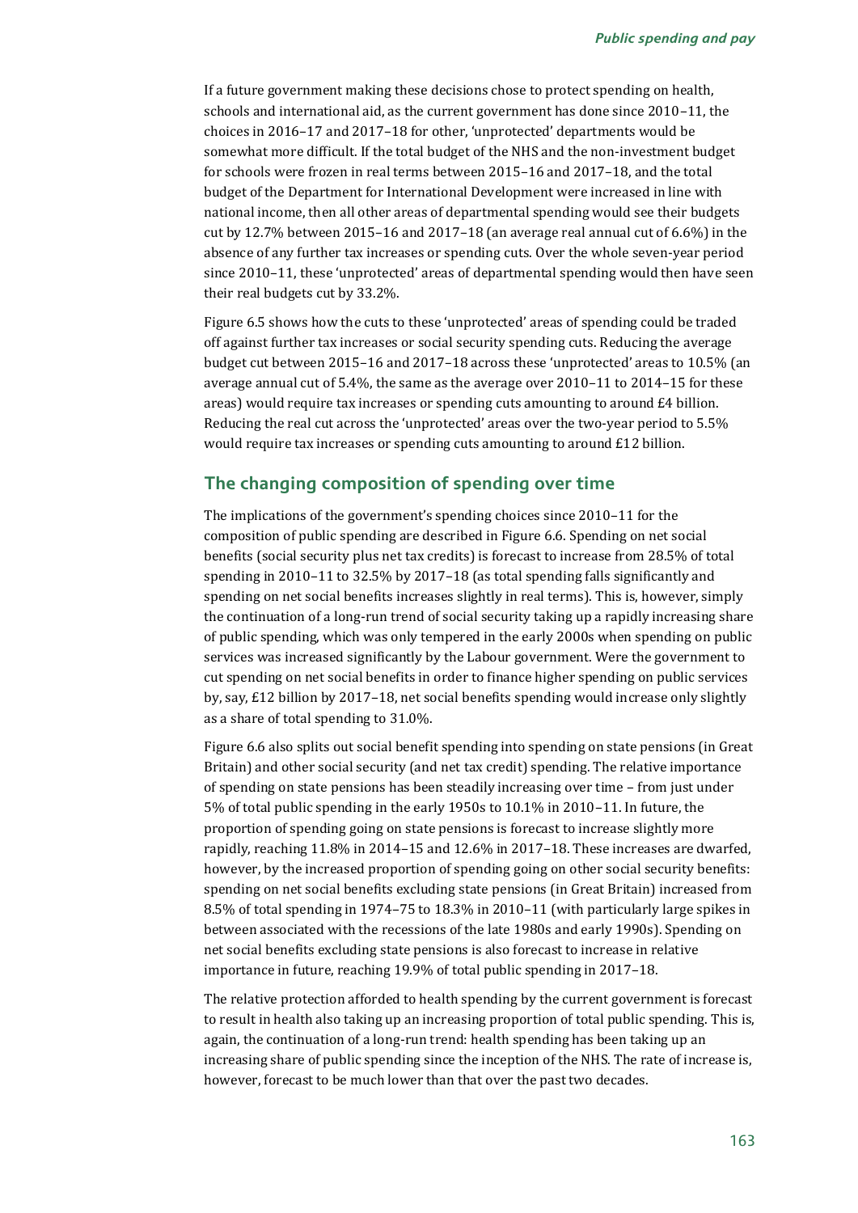If a future government making these decisions chose to protect spending on health, schools and international aid, as the current government has done since 2010–11, the choices in 2016–17 and 2017–18 for other, 'unprotected' departments would be somewhat more difficult. If the total budget of the NHS and the non-investment budget for schools were frozen in real terms between 2015–16 and 2017–18, and the total budget of the Department for International Development were increased in line with national income, then all other areas of departmental spending would see their budgets cut by 12.7% between 2015–16 and 2017–18 (an average real annual cut of 6.6%) in the absence of any further tax increases or spending cuts. Over the whole seven-year period since 2010–11, these 'unprotected' areas of departmental spending would then have seen their real budgets cut by 33.2%.

Figure 6.5 shows how the cuts to these 'unprotected' areas of spending could be traded off against further tax increases or social security spending cuts. Reducing the average budget cut between 2015–16 and 2017–18 across these 'unprotected' areas to 10.5% (an average annual cut of 5.4%, the same as the average over 2010–11 to 2014–15 for these areas) would require tax increases or spending cuts amounting to around £4 billion. Reducing the real cut across the 'unprotected' areas over the two-year period to 5.5% would require tax increases or spending cuts amounting to around £12 billion.

## The changing composition of spending over time

The implications of the government's spending choices since 2010–11 for the composition of public spending are described in Figure 6.6. Spending on net social benefits (social security plus net tax credits) is forecast to increase from 28.5% of total spending in 2010–11 to 32.5% by 2017–18 (as total spending falls significantly and spending on net social benefits increases slightly in real terms). This is, however, simply the continuation of a long-run trend of social security taking up a rapidly increasing share of public spending, which was only tempered in the early 2000s when spending on public services was increased significantly by the Labour government. Were the government to cut spending on net social benefits in order to finance higher spending on public services by, say, £12 billion by 2017–18, net social benefits spending would increase only slightly as a share of total spending to 31.0%.

Figure 6.6 also splits out social benefit spending into spending on state pensions (in Great Britain) and other social security (and net tax credit) spending. The relative importance of spending on state pensions has been steadily increasing over time – from just under 5% of total public spending in the early 1950s to 10.1% in 2010–11. In future, the proportion of spending going on state pensions is forecast to increase slightly more rapidly, reaching 11.8% in 2014–15 and 12.6% in 2017–18. These increases are dwarfed, however, by the increased proportion of spending going on other social security benefits: spending on net social benefits excluding state pensions (in Great Britain) increased from 8.5% of total spending in 1974–75 to 18.3% in 2010–11 (with particularly large spikes in between associated with the recessions of the late 1980s and early 1990s). Spending on net social benefits excluding state pensions is also forecast to increase in relative importance in future, reaching 19.9% of total public spending in 2017–18.

The relative protection afforded to health spending by the current government is forecast to result in health also taking up an increasing proportion of total public spending. This is, again, the continuation of a long-run trend: health spending has been taking up an increasing share of public spending since the inception of the NHS. The rate of increase is, however, forecast to be much lower than that over the past two decades.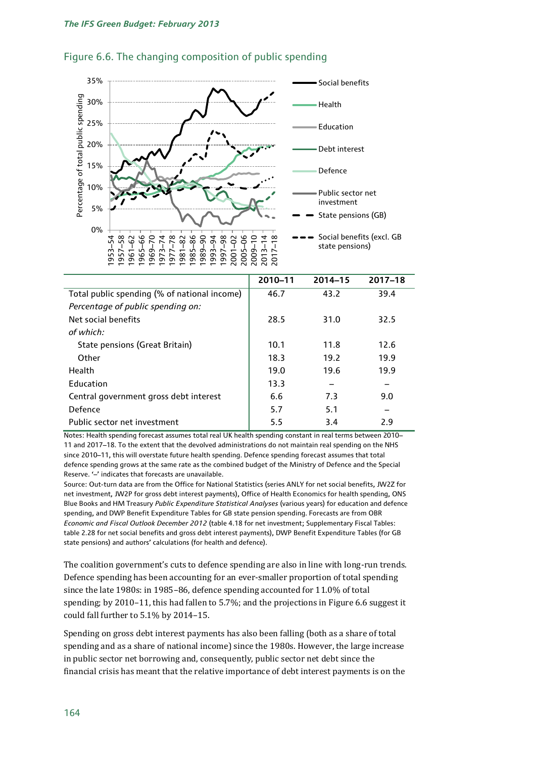## Figure 6.6. The changing composition of public spending

|  | 2010–11 | 2014–15 | 2017–18 |
|---|---|---|---|
| Total public spending (% of national income) | 46.7 | 43.2 | 39.4 |
| *Percentage of public spending on:* |  |  |  |
| Net social benefits | 28.5 | 31.0 | 32.5 |
| *of which:* |  |  |  |
| State pensions (Great Britain) | 10.1 | 11.8 | 12.6 |
| Other | 18.3 | 19.2 | 19.9 |
| Health | 19.0 | 19.6 | 19.9 |
| Education | 13.3 | – | – |
| Central government gross debt interest | 6.6 | 7.3 | 9.0 |
| Defence | 5.7 | 5.1 | – |
| Public sector net investment | 5.5 | 3.4 | 2.9 |

Notes: Health spending forecast assumes total real UK health spending constant in real terms between 2010–11 and 2017–18. To the extent that the devolved administrations do not maintain real spending on the NHS since 2010–11, this will overstate future health spending. Defence spending forecast assumes that total defence spending grows at the same rate as the combined budget of the Ministry of Defence and the Special Reserve. '–' indicates that forecasts are unavailable.

Source: Out-turn data are from the Office for National Statistics (series ANLY for net social benefits, JW2Z for net investment, JW2P for gross debt interest payments), Office of Health Economics for health spending, ONS Blue Books and HM Treasury *Public Expenditure Statistical Analyses* (various years) for education and defence spending, and DWP Benefit Expenditure Tables for GB state pension spending. Forecasts are from OBR *Economic and Fiscal Outlook December 2012* (table 4.18 for net investment; Supplementary Fiscal Tables: table 2.28 for net social benefits and gross debt interest payments), DWP Benefit Expenditure Tables (for GB state pensions) and authors' calculations (for health and defence).

The coalition government's cuts to defence spending are also in line with long-run trends. Defence spending has been accounting for an ever-smaller proportion of total spending since the late 1980s: in 1985–86, defence spending accounted for 11.0% of total spending; by 2010–11, this had fallen to 5.7%; and the projections in Figure 6.6 suggest it could fall further to 5.1% by 2014–15.

Spending on gross debt interest payments has also been falling (both as a share of total spending and as a share of national income) since the 1980s. However, the large increase in public sector net borrowing and, consequently, public sector net debt since the financial crisis has meant that the relative importance of debt interest payments is on the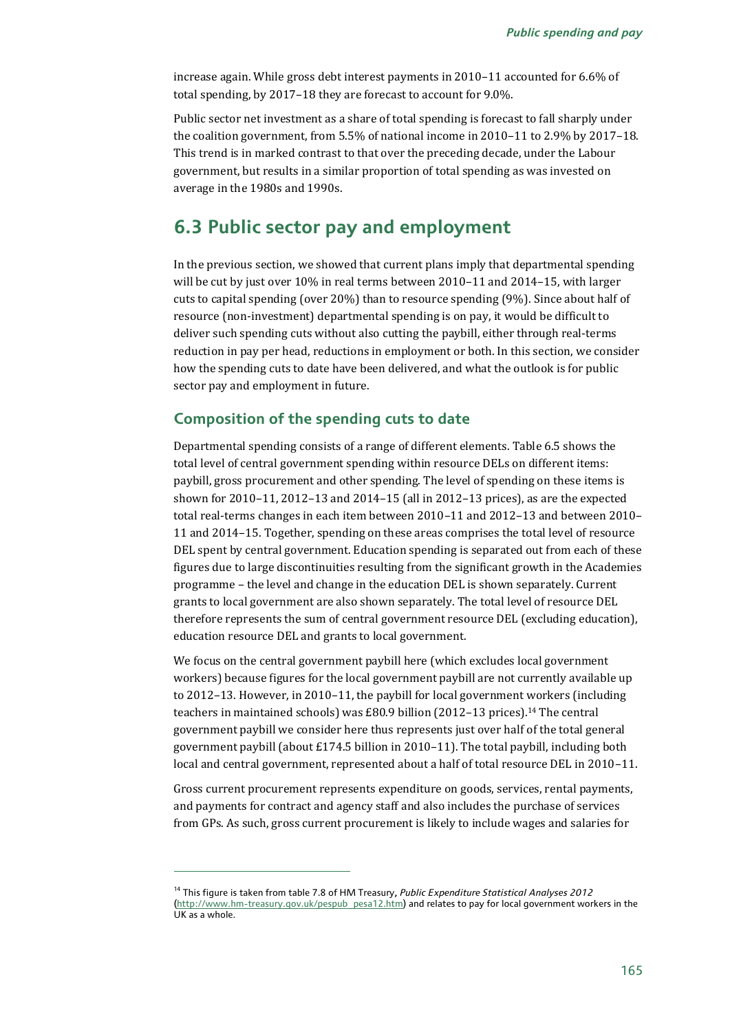increase again. While gross debt interest payments in 2010–11 accounted for 6.6% of total spending, by 2017–18 they are forecast to account for 9.0%.

Public sector net investment as a share of total spending is forecast to fall sharply under the coalition government, from 5.5% of national income in 2010–11 to 2.9% by 2017–18. This trend is in marked contrast to that over the preceding decade, under the Labour government, but results in a similar proportion of total spending as was invested on average in the 1980s and 1990s.

## 6.3 Public sector pay and employment

In the previous section, we showed that current plans imply that departmental spending will be cut by just over 10% in real terms between 2010–11 and 2014–15, with larger cuts to capital spending (over 20%) than to resource spending (9%). Since about half of resource (non-investment) departmental spending is on pay, it would be difficult to deliver such spending cuts without also cutting the paybill, either through real-terms reduction in pay per head, reductions in employment or both. In this section, we consider how the spending cuts to date have been delivered, and what the outlook is for public sector pay and employment in future.

### Composition of the spending cuts to date

Departmental spending consists of a range of different elements. Table 6.5 shows the total level of central government spending within resource DELs on different items: paybill, gross procurement and other spending. The level of spending on these items is shown for 2010–11, 2012–13 and 2014–15 (all in 2012–13 prices), as are the expected total real-terms changes in each item between 2010–11 and 2012–13 and between 2010–11 and 2014–15. Together, spending on these areas comprises the total level of resource DEL spent by central government. Education spending is separated out from each of these figures due to large discontinuities resulting from the significant growth in the Academies programme – the level and change in the education DEL is shown separately. Current grants to local government are also shown separately. The total level of resource DEL therefore represents the sum of central government resource DEL (excluding education), education resource DEL and grants to local government.

We focus on the central government paybill here (which excludes local government workers) because figures for the local government paybill are not currently available up to 2012–13. However, in 2010–11, the paybill for local government workers (including teachers in maintained schools) was £80.9 billion (2012–13 prices).[14] The central government paybill we consider here thus represents just over half of the total general government paybill (about £174.5 billion in 2010–11). The total paybill, including both local and central government, represented about a half of total resource DEL in 2010–11.

Gross current procurement represents expenditure on goods, services, rental payments, and payments for contract and agency staff and also includes the purchase of services from GPs. As such, gross current procurement is likely to include wages and salaries for

---

[14] This figure is taken from table 7.8 of HM Treasury, *Public Expenditure Statistical Analyses 2012* (http://www.hm-treasury.gov.uk/pespub_pesa12.htm) and relates to pay for local government workers in the UK as a whole.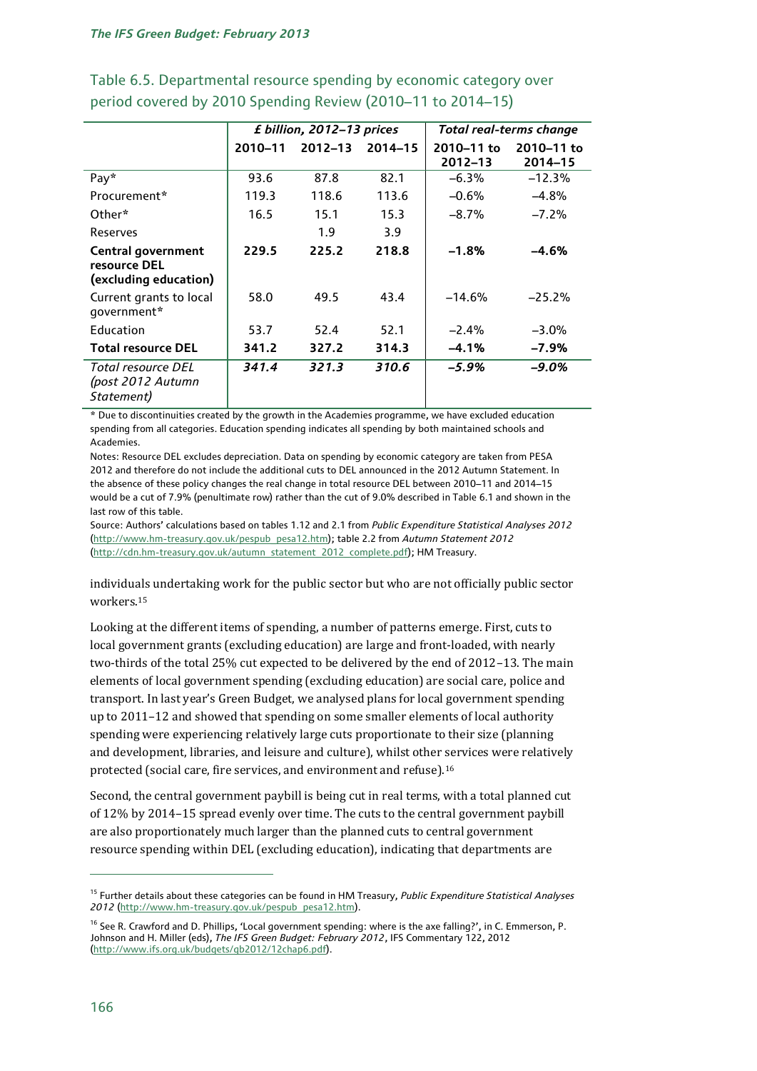Table 6.5. Departmental resource spending by economic category over period covered by 2010 Spending Review (2010–11 to 2014–15)

| | *£ billion, 2012–13 prices* | | | *Total real-terms change* | |
|---|---|---|---|---|---|
| | 2010–11 | 2012–13 | 2014–15 | 2010–11 to 2012–13 | 2010–11 to 2014–15 |
| Pay* | 93.6 | 87.8 | 82.1 | –6.3% | –12.3% |
| Procurement* | 119.3 | 118.6 | 113.6 | –0.6% | –4.8% |
| Other* | 16.5 | 15.1 | 15.3 | –8.7% | –7.2% |
| Reserves | | 1.9 | 3.9 | | |
| **Central government resource DEL (excluding education)** | **229.5** | **225.2** | **218.8** | **–1.8%** | **–4.6%** |
| Current grants to local government* | 58.0 | 49.5 | 43.4 | –14.6% | –25.2% |
| Education | 53.7 | 52.4 | 52.1 | –2.4% | –3.0% |
| **Total resource DEL** | **341.2** | **327.2** | **314.3** | **–4.1%** | **–7.9%** |
| ***Total resource DEL (post 2012 Autumn Statement)*** | ***341.4*** | ***321.3*** | ***310.6*** | ***–5.9%*** | ***–9.0%*** |

* Due to discontinuities created by the growth in the Academies programme, we have excluded education spending from all categories. Education spending indicates all spending by both maintained schools and Academies.

Notes: Resource DEL excludes depreciation. Data on spending by economic category are taken from PESA 2012 and therefore do not include the additional cuts to DEL announced in the 2012 Autumn Statement. In the absence of these policy changes the real change in total resource DEL between 2010–11 and 2014–15 would be a cut of 7.9% (penultimate row) rather than the cut of 9.0% described in Table 6.1 and shown in the last row of this table.

Source: Authors' calculations based on tables 1.12 and 2.1 from *Public Expenditure Statistical Analyses 2012* (http://www.hm-treasury.gov.uk/pespub_pesa12.htm); table 2.2 from *Autumn Statement 2012* (http://cdn.hm-treasury.gov.uk/autumn_statement_2012_complete.pdf); HM Treasury.

individuals undertaking work for the public sector but who are not officially public sector workers.[15]

Looking at the different items of spending, a number of patterns emerge. First, cuts to local government grants (excluding education) are large and front-loaded, with nearly two-thirds of the total 25% cut expected to be delivered by the end of 2012–13. The main elements of local government spending (excluding education) are social care, police and transport. In last year's Green Budget, we analysed plans for local government spending up to 2011–12 and showed that spending on some smaller elements of local authority spending were experiencing relatively large cuts proportionate to their size (planning and development, libraries, and leisure and culture), whilst other services were relatively protected (social care, fire services, and environment and refuse).[16]

Second, the central government paybill is being cut in real terms, with a total planned cut of 12% by 2014–15 spread evenly over time. The cuts to the central government paybill are also proportionately much larger than the planned cuts to central government resource spending within DEL (excluding education), indicating that departments are

[15] Further details about these categories can be found in HM Treasury, *Public Expenditure Statistical Analyses 2012* (http://www.hm-treasury.gov.uk/pespub_pesa12.htm).

[16] See R. Crawford and D. Phillips, 'Local government spending: where is the axe falling?', in C. Emmerson, P. Johnson and H. Miller (eds), *The IFS Green Budget: February 2012*, IFS Commentary 122, 2012 (http://www.ifs.org.uk/budgets/gb2012/12chap6.pdf).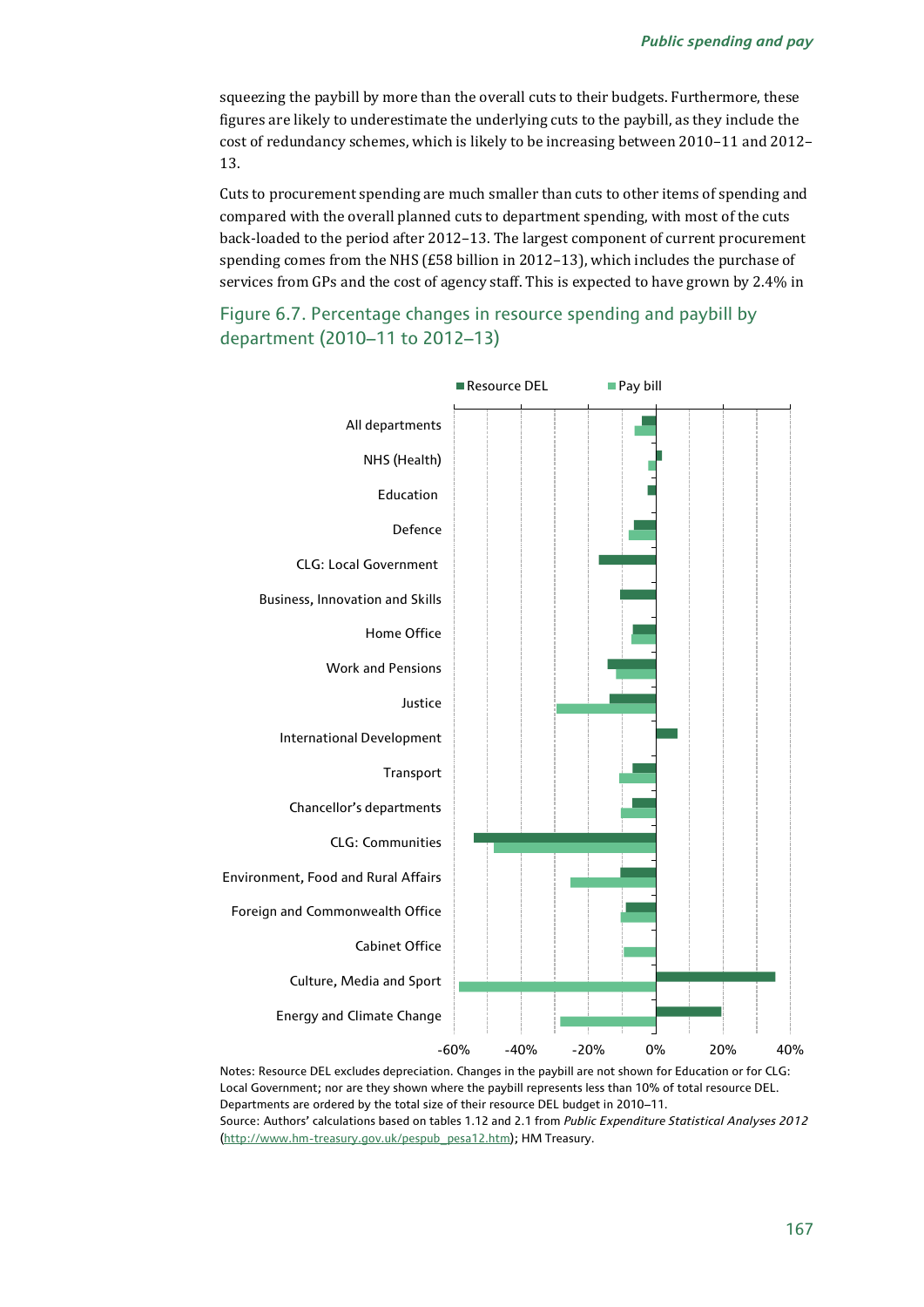squeezing the paybill by more than the overall cuts to their budgets. Furthermore, these figures are likely to underestimate the underlying cuts to the paybill, as they include the cost of redundancy schemes, which is likely to be increasing between 2010–11 and 2012–13.

Cuts to procurement spending are much smaller than cuts to other items of spending and compared with the overall planned cuts to department spending, with most of the cuts back-loaded to the period after 2012–13. The largest component of current procurement spending comes from the NHS (£58 billion in 2012–13), which includes the purchase of services from GPs and the cost of agency staff. This is expected to have grown by 2.4% in

## Figure 6.7. Percentage changes in resource spending and paybill by department (2010–11 to 2012–13)

Notes: Resource DEL excludes depreciation. Changes in the paybill are not shown for Education or for CLG: Local Government; nor are they shown where the paybill represents less than 10% of total resource DEL. Departments are ordered by the total size of their resource DEL budget in 2010–11.

Source: Authors' calculations based on tables 1.12 and 2.1 from *Public Expenditure Statistical Analyses 2012* (http://www.hm-treasury.gov.uk/pespub_pesa12.htm); HM Treasury.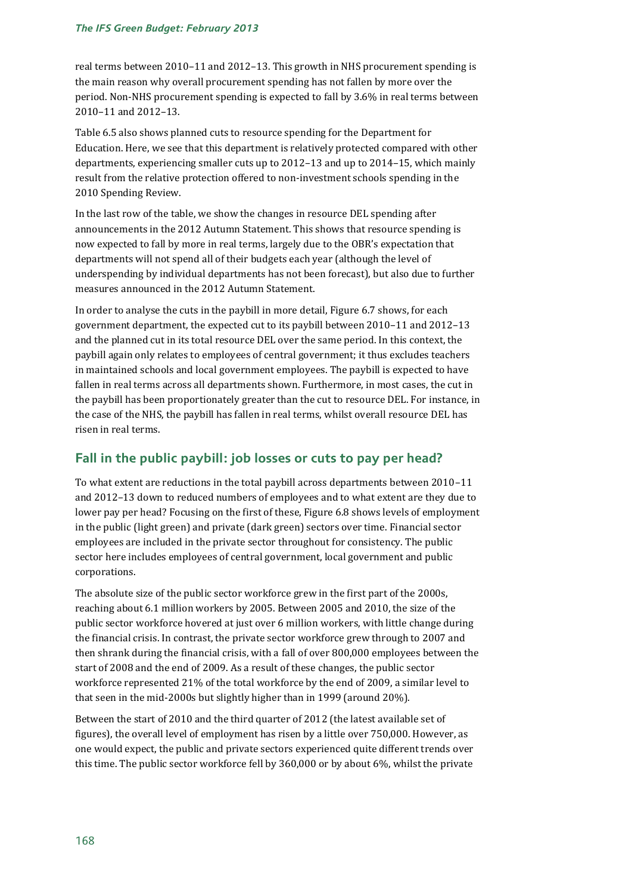real terms between 2010–11 and 2012–13. This growth in NHS procurement spending is the main reason why overall procurement spending has not fallen by more over the period. Non-NHS procurement spending is expected to fall by 3.6% in real terms between 2010–11 and 2012–13.

Table 6.5 also shows planned cuts to resource spending for the Department for Education. Here, we see that this department is relatively protected compared with other departments, experiencing smaller cuts up to 2012–13 and up to 2014–15, which mainly result from the relative protection offered to non-investment schools spending in the 2010 Spending Review.

In the last row of the table, we show the changes in resource DEL spending after announcements in the 2012 Autumn Statement. This shows that resource spending is now expected to fall by more in real terms, largely due to the OBR's expectation that departments will not spend all of their budgets each year (although the level of underspending by individual departments has not been forecast), but also due to further measures announced in the 2012 Autumn Statement.

In order to analyse the cuts in the paybill in more detail, Figure 6.7 shows, for each government department, the expected cut to its paybill between 2010–11 and 2012–13 and the planned cut in its total resource DEL over the same period. In this context, the paybill again only relates to employees of central government; it thus excludes teachers in maintained schools and local government employees. The paybill is expected to have fallen in real terms across all departments shown. Furthermore, in most cases, the cut in the paybill has been proportionately greater than the cut to resource DEL. For instance, in the case of the NHS, the paybill has fallen in real terms, whilst overall resource DEL has risen in real terms.

## Fall in the public paybill: job losses or cuts to pay per head?

To what extent are reductions in the total paybill across departments between 2010–11 and 2012–13 down to reduced numbers of employees and to what extent are they due to lower pay per head? Focusing on the first of these, Figure 6.8 shows levels of employment in the public (light green) and private (dark green) sectors over time. Financial sector employees are included in the private sector throughout for consistency. The public sector here includes employees of central government, local government and public corporations.

The absolute size of the public sector workforce grew in the first part of the 2000s, reaching about 6.1 million workers by 2005. Between 2005 and 2010, the size of the public sector workforce hovered at just over 6 million workers, with little change during the financial crisis. In contrast, the private sector workforce grew through to 2007 and then shrank during the financial crisis, with a fall of over 800,000 employees between the start of 2008 and the end of 2009. As a result of these changes, the public sector workforce represented 21% of the total workforce by the end of 2009, a similar level to that seen in the mid-2000s but slightly higher than in 1999 (around 20%).

Between the start of 2010 and the third quarter of 2012 (the latest available set of figures), the overall level of employment has risen by a little over 750,000. However, as one would expect, the public and private sectors experienced quite different trends over this time. The public sector workforce fell by 360,000 or by about 6%, whilst the private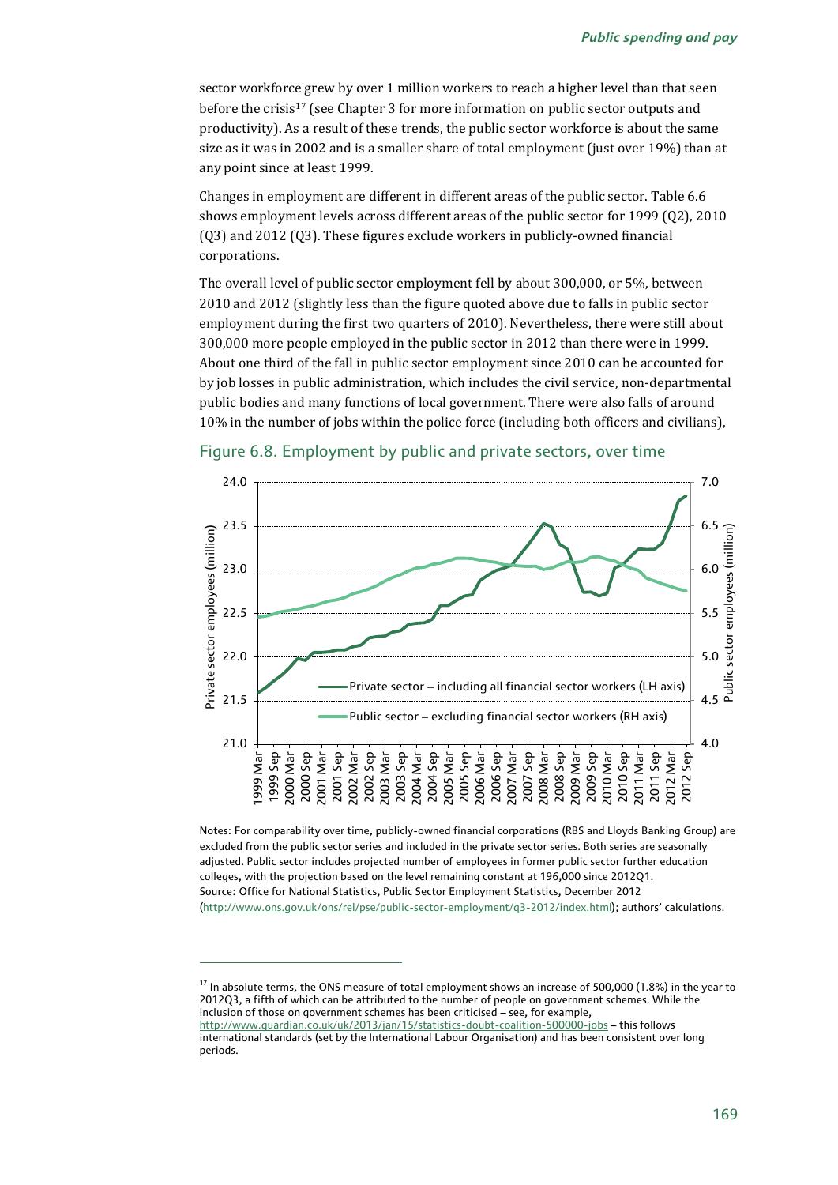sector workforce grew by over 1 million workers to reach a higher level than that seen before the crisis[17] (see Chapter 3 for more information on public sector outputs and productivity). As a result of these trends, the public sector workforce is about the same size as it was in 2002 and is a smaller share of total employment (just over 19%) than at any point since at least 1999.

Changes in employment are different in different areas of the public sector. Table 6.6 shows employment levels across different areas of the public sector for 1999 (Q2), 2010 (Q3) and 2012 (Q3). These figures exclude workers in publicly-owned financial corporations.

The overall level of public sector employment fell by about 300,000, or 5%, between 2010 and 2012 (slightly less than the figure quoted above due to falls in public sector employment during the first two quarters of 2010). Nevertheless, there were still about 300,000 more people employed in the public sector in 2012 than there were in 1999. About one third of the fall in public sector employment since 2010 can be accounted for by job losses in public administration, which includes the civil service, non-departmental public bodies and many functions of local government. There were also falls of around 10% in the number of jobs within the police force (including both officers and civilians),

## Figure 6.8. Employment by public and private sectors, over time

Notes: For comparability over time, publicly-owned financial corporations (RBS and Lloyds Banking Group) are excluded from the public sector series and included in the private sector series. Both series are seasonally adjusted. Public sector includes projected number of employees in former public sector further education colleges, with the projection based on the level remaining constant at 196,000 since 2012Q1.
Source: Office for National Statistics, Public Sector Employment Statistics, December 2012 (http://www.ons.gov.uk/ons/rel/pse/public-sector-employment/q3-2012/index.html); authors' calculations.

[17] In absolute terms, the ONS measure of total employment shows an increase of 500,000 (1.8%) in the year to 2012Q3, a fifth of which can be attributed to the number of people on government schemes. While the inclusion of those on government schemes has been criticised – see, for example, http://www.guardian.co.uk/uk/2013/jan/15/statistics-doubt-coalition-500000-jobs – this follows international standards (set by the International Labour Organisation) and has been consistent over long periods.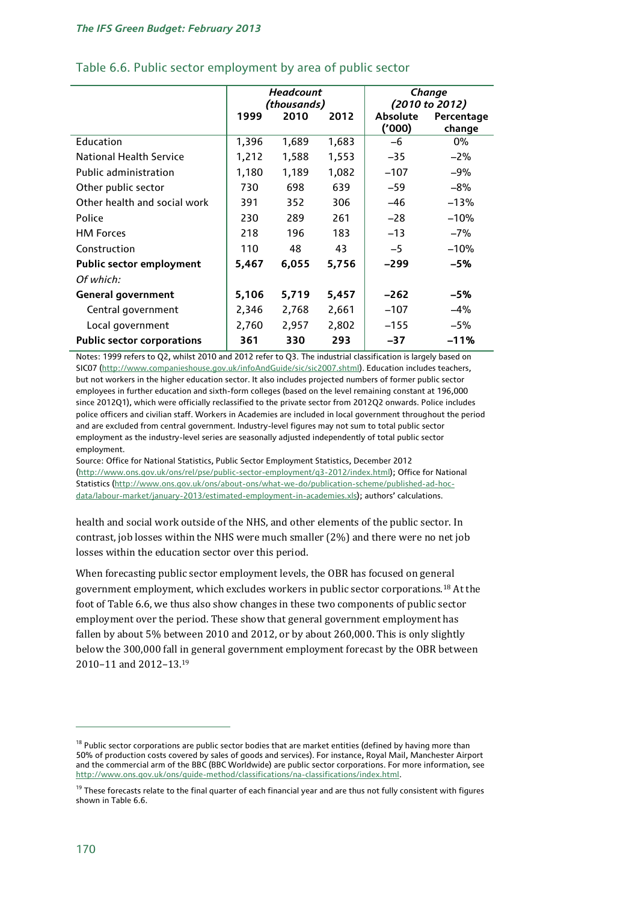Table 6.6. Public sector employment by area of public sector

| | Headcount (thousands) | | | Change (2010 to 2012) | |
|---|---|---|---|---|---|
| | 1999 | 2010 | 2012 | Absolute ('000) | Percentage change |
| Education | 1,396 | 1,689 | 1,683 | –6 | 0% |
| National Health Service | 1,212 | 1,588 | 1,553 | –35 | –2% |
| Public administration | 1,180 | 1,189 | 1,082 | –107 | –9% |
| Other public sector | 730 | 698 | 639 | –59 | –8% |
| Other health and social work | 391 | 352 | 306 | –46 | –13% |
| Police | 230 | 289 | 261 | –28 | –10% |
| HM Forces | 218 | 196 | 183 | –13 | –7% |
| Construction | 110 | 48 | 43 | –5 | –10% |
| **Public sector employment** | **5,467** | **6,055** | **5,756** | **–299** | **–5%** |
| *Of which:* | | | | | |
| **General government** | **5,106** | **5,719** | **5,457** | **–262** | **–5%** |
| Central government | 2,346 | 2,768 | 2,661 | –107 | –4% |
| Local government | 2,760 | 2,957 | 2,802 | –155 | –5% |
| **Public sector corporations** | **361** | **330** | **293** | **–37** | **–11%** |

Notes: 1999 refers to Q2, whilst 2010 and 2012 refer to Q3. The industrial classification is largely based on SIC07 (http://www.companieshouse.gov.uk/infoAndGuide/sic/sic2007.shtml). Education includes teachers, but not workers in the higher education sector. It also includes projected numbers of former public sector employees in further education and sixth-form colleges (based on the level remaining constant at 196,000 since 2012Q1), which were officially reclassified to the private sector from 2012Q2 onwards. Police includes police officers and civilian staff. Workers in Academies are included in local government throughout the period and are excluded from central government. Industry-level figures may not sum to total public sector employment as the industry-level series are seasonally adjusted independently of total public sector employment.

Source: Office for National Statistics, Public Sector Employment Statistics, December 2012 (http://www.ons.gov.uk/ons/rel/pse/public-sector-employment/q3-2012/index.html); Office for National Statistics (http://www.ons.gov.uk/ons/about-ons/what-we-do/publication-scheme/published-ad-hoc-data/labour-market/january-2013/estimated-employment-in-academies.xls); authors' calculations.

health and social work outside of the NHS, and other elements of the public sector. In contrast, job losses within the NHS were much smaller (2%) and there were no net job losses within the education sector over this period.

When forecasting public sector employment levels, the OBR has focused on general government employment, which excludes workers in public sector corporations.[18] At the foot of Table 6.6, we thus also show changes in these two components of public sector employment over the period. These show that general government employment has fallen by about 5% between 2010 and 2012, or by about 260,000. This is only slightly below the 300,000 fall in general government employment forecast by the OBR between 2010–11 and 2012–13.[19]

[18] Public sector corporations are public sector bodies that are market entities (defined by having more than 50% of production costs covered by sales of goods and services). For instance, Royal Mail, Manchester Airport and the commercial arm of the BBC (BBC Worldwide) are public sector corporations. For more information, see http://www.ons.gov.uk/ons/guide-method/classifications/na-classifications/index.html.

[19] These forecasts relate to the final quarter of each financial year and are thus not fully consistent with figures shown in Table 6.6.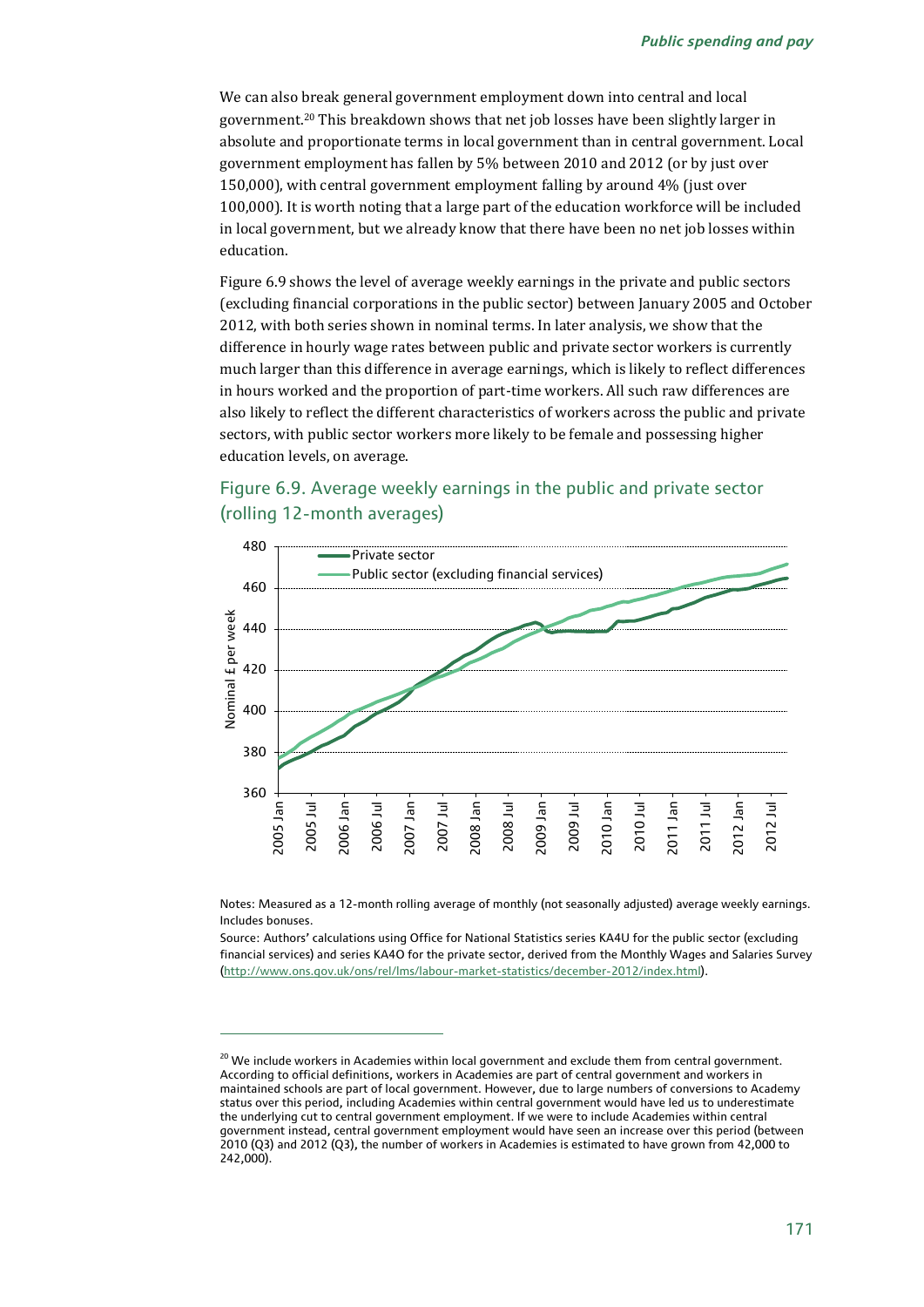We can also break general government employment down into central and local government.[20] This breakdown shows that net job losses have been slightly larger in absolute and proportionate terms in local government than in central government. Local government employment has fallen by 5% between 2010 and 2012 (or by just over 150,000), with central government employment falling by around 4% (just over 100,000). It is worth noting that a large part of the education workforce will be included in local government, but we already know that there have been no net job losses within education.

Figure 6.9 shows the level of average weekly earnings in the private and public sectors (excluding financial corporations in the public sector) between January 2005 and October 2012, with both series shown in nominal terms. In later analysis, we show that the difference in hourly wage rates between public and private sector workers is currently much larger than this difference in average earnings, which is likely to reflect differences in hours worked and the proportion of part-time workers. All such raw differences are also likely to reflect the different characteristics of workers across the public and private sectors, with public sector workers more likely to be female and possessing higher education levels, on average.

## Figure 6.9. Average weekly earnings in the public and private sector (rolling 12-month averages)

Notes: Measured as a 12-month rolling average of monthly (not seasonally adjusted) average weekly earnings. Includes bonuses.

Source: Authors' calculations using Office for National Statistics series KA4U for the public sector (excluding financial services) and series KA4O for the private sector, derived from the Monthly Wages and Salaries Survey (http://www.ons.gov.uk/ons/rel/lms/labour-market-statistics/december-2012/index.html).

---

[20] We include workers in Academies within local government and exclude them from central government. According to official definitions, workers in Academies are part of central government and workers in maintained schools are part of local government. However, due to large numbers of conversions to Academy status over this period, including Academies within central government would have led us to underestimate the underlying cut to central government employment. If we were to include Academies within central government instead, central government employment would have seen an increase over this period (between 2010 (Q3) and 2012 (Q3), the number of workers in Academies is estimated to have grown from 42,000 to 242,000).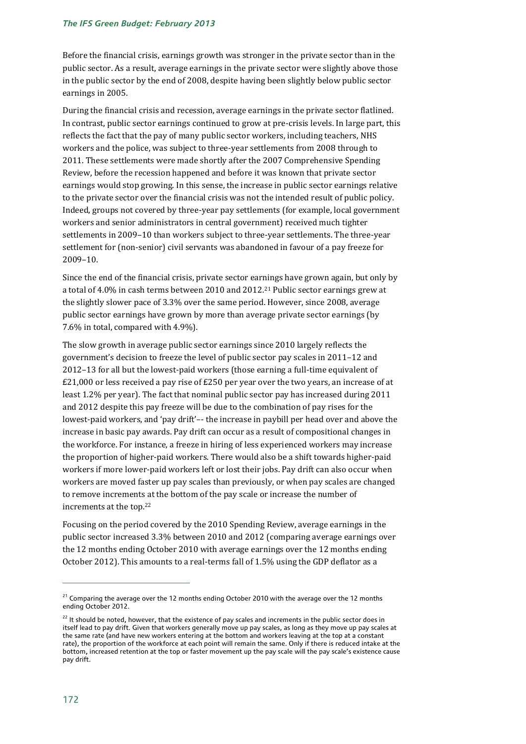Before the financial crisis, earnings growth was stronger in the private sector than in the public sector. As a result, average earnings in the private sector were slightly above those in the public sector by the end of 2008, despite having been slightly below public sector earnings in 2005.

During the financial crisis and recession, average earnings in the private sector flatlined. In contrast, public sector earnings continued to grow at pre-crisis levels. In large part, this reflects the fact that the pay of many public sector workers, including teachers, NHS workers and the police, was subject to three-year settlements from 2008 through to 2011. These settlements were made shortly after the 2007 Comprehensive Spending Review, before the recession happened and before it was known that private sector earnings would stop growing. In this sense, the increase in public sector earnings relative to the private sector over the financial crisis was not the intended result of public policy. Indeed, groups not covered by three-year pay settlements (for example, local government workers and senior administrators in central government) received much tighter settlements in 2009–10 than workers subject to three-year settlements. The three-year settlement for (non-senior) civil servants was abandoned in favour of a pay freeze for 2009–10.

Since the end of the financial crisis, private sector earnings have grown again, but only by a total of 4.0% in cash terms between 2010 and 2012.[21] Public sector earnings grew at the slightly slower pace of 3.3% over the same period. However, since 2008, average public sector earnings have grown by more than average private sector earnings (by 7.6% in total, compared with 4.9%).

The slow growth in average public sector earnings since 2010 largely reflects the government's decision to freeze the level of public sector pay scales in 2011–12 and 2012–13 for all but the lowest-paid workers (those earning a full-time equivalent of £21,000 or less received a pay rise of £250 per year over the two years, an increase of at least 1.2% per year). The fact that nominal public sector pay has increased during 2011 and 2012 despite this pay freeze will be due to the combination of pay rises for the lowest-paid workers, and 'pay drift'–- the increase in paybill per head over and above the increase in basic pay awards. Pay drift can occur as a result of compositional changes in the workforce. For instance, a freeze in hiring of less experienced workers may increase the proportion of higher-paid workers. There would also be a shift towards higher-paid workers if more lower-paid workers left or lost their jobs. Pay drift can also occur when workers are moved faster up pay scales than previously, or when pay scales are changed to remove increments at the bottom of the pay scale or increase the number of increments at the top.[22]

Focusing on the period covered by the 2010 Spending Review, average earnings in the public sector increased 3.3% between 2010 and 2012 (comparing average earnings over the 12 months ending October 2010 with average earnings over the 12 months ending October 2012). This amounts to a real-terms fall of 1.5% using the GDP deflator as a

---

[21] Comparing the average over the 12 months ending October 2010 with the average over the 12 months ending October 2012.

[22] It should be noted, however, that the existence of pay scales and increments in the public sector does in itself lead to pay drift. Given that workers generally move up pay scales, as long as they move up pay scales at the same rate (and have new workers entering at the bottom and workers leaving at the top at a constant rate), the proportion of the workforce at each point will remain the same. Only if there is reduced intake at the bottom, increased retention at the top or faster movement up the pay scale will the pay scale's existence cause pay drift.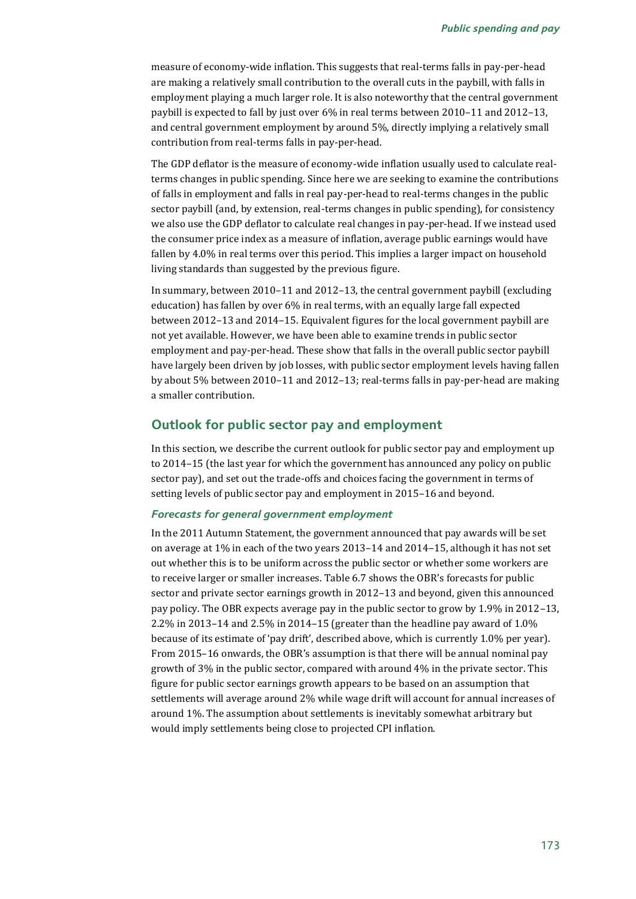measure of economy-wide inflation. This suggests that real-terms falls in pay-per-head are making a relatively small contribution to the overall cuts in the paybill, with falls in employment playing a much larger role. It is also noteworthy that the central government paybill is expected to fall by just over 6% in real terms between 2010–11 and 2012–13, and central government employment by around 5%, directly implying a relatively small contribution from real-terms falls in pay-per-head.

The GDP deflator is the measure of economy-wide inflation usually used to calculate real-terms changes in public spending. Since here we are seeking to examine the contributions of falls in employment and falls in real pay-per-head to real-terms changes in the public sector paybill (and, by extension, real-terms changes in public spending), for consistency we also use the GDP deflator to calculate real changes in pay-per-head. If we instead used the consumer price index as a measure of inflation, average public earnings would have fallen by 4.0% in real terms over this period. This implies a larger impact on household living standards than suggested by the previous figure.

In summary, between 2010–11 and 2012–13, the central government paybill (excluding education) has fallen by over 6% in real terms, with an equally large fall expected between 2012–13 and 2014–15. Equivalent figures for the local government paybill are not yet available. However, we have been able to examine trends in public sector employment and pay-per-head. These show that falls in the overall public sector paybill have largely been driven by job losses, with public sector employment levels having fallen by about 5% between 2010–11 and 2012–13; real-terms falls in pay-per-head are making a smaller contribution.

## Outlook for public sector pay and employment

In this section, we describe the current outlook for public sector pay and employment up to 2014–15 (the last year for which the government has announced any policy on public sector pay), and set out the trade-offs and choices facing the government in terms of setting levels of public sector pay and employment in 2015–16 and beyond.

### *Forecasts for general government employment*

In the 2011 Autumn Statement, the government announced that pay awards will be set on average at 1% in each of the two years 2013–14 and 2014–15, although it has not set out whether this is to be uniform across the public sector or whether some workers are to receive larger or smaller increases. Table 6.7 shows the OBR's forecasts for public sector and private sector earnings growth in 2012–13 and beyond, given this announced pay policy. The OBR expects average pay in the public sector to grow by 1.9% in 2012–13, 2.2% in 2013–14 and 2.5% in 2014–15 (greater than the headline pay award of 1.0% because of its estimate of 'pay drift', described above, which is currently 1.0% per year). From 2015–16 onwards, the OBR's assumption is that there will be annual nominal pay growth of 3% in the public sector, compared with around 4% in the private sector. This figure for public sector earnings growth appears to be based on an assumption that settlements will average around 2% while wage drift will account for annual increases of around 1%. The assumption about settlements is inevitably somewhat arbitrary but would imply settlements being close to projected CPI inflation.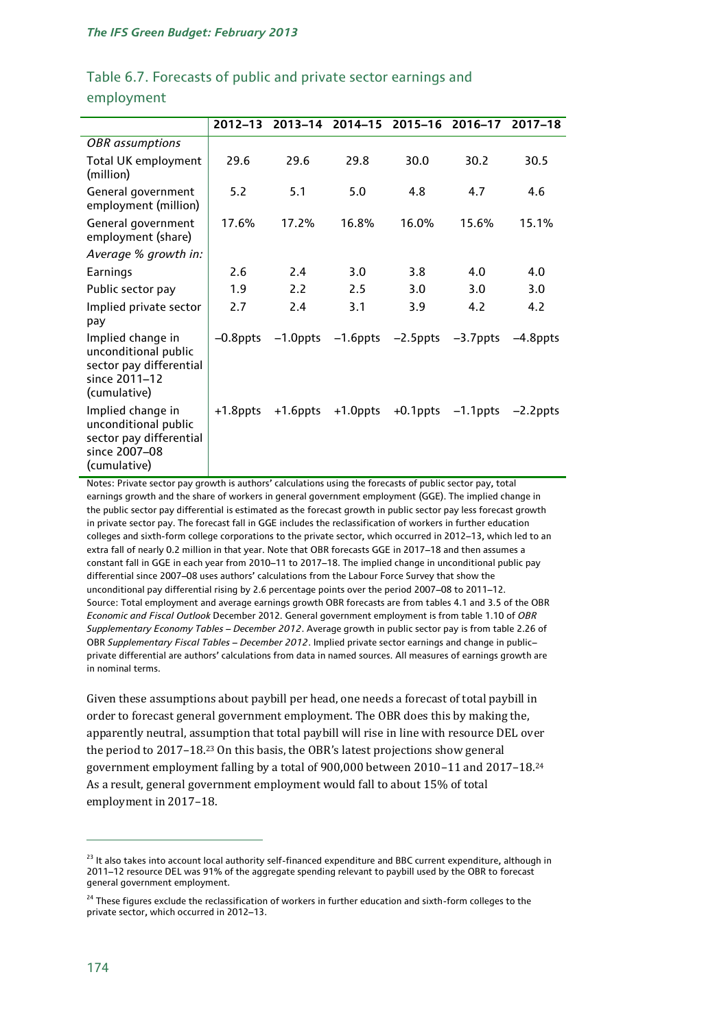### Table 6.7. Forecasts of public and private sector earnings and employment

| | 2012–13 | 2013–14 | 2014–15 | 2015–16 | 2016–17 | 2017–18 |
|---|---|---|---|---|---|---|
| *OBR assumptions* | | | | | | |
| Total UK employment (million) | 29.6 | 29.6 | 29.8 | 30.0 | 30.2 | 30.5 |
| General government employment (million) | 5.2 | 5.1 | 5.0 | 4.8 | 4.7 | 4.6 |
| General government employment (share) | 17.6% | 17.2% | 16.8% | 16.0% | 15.6% | 15.1% |
| *Average % growth in:* | | | | | | |
| Earnings | 2.6 | 2.4 | 3.0 | 3.8 | 4.0 | 4.0 |
| Public sector pay | 1.9 | 2.2 | 2.5 | 3.0 | 3.0 | 3.0 |
| Implied private sector pay | 2.7 | 2.4 | 3.1 | 3.9 | 4.2 | 4.2 |
| Implied change in unconditional public sector pay differential since 2011–12 (cumulative) | –0.8ppts | –1.0ppts | –1.6ppts | –2.5ppts | –3.7ppts | –4.8ppts |
| Implied change in unconditional public sector pay differential since 2007–08 (cumulative) | +1.8ppts | +1.6ppts | +1.0ppts | +0.1ppts | –1.1ppts | –2.2ppts |

Notes: Private sector pay growth is authors' calculations using the forecasts of public sector pay, total earnings growth and the share of workers in general government employment (GGE). The implied change in the public sector pay differential is estimated as the forecast growth in public sector pay less forecast growth in private sector pay. The forecast fall in GGE includes the reclassification of workers in further education colleges and sixth-form college corporations to the private sector, which occurred in 2012–13, which led to an extra fall of nearly 0.2 million in that year. Note that OBR forecasts GGE in 2017–18 and then assumes a constant fall in GGE in each year from 2010–11 to 2017–18. The implied change in unconditional public pay differential since 2007–08 uses authors' calculations from the Labour Force Survey that show the unconditional pay differential rising by 2.6 percentage points over the period 2007–08 to 2011–12.

Source: Total employment and average earnings growth OBR forecasts are from tables 4.1 and 3.5 of the OBR *Economic and Fiscal Outlook* December 2012. General government employment is from table 1.10 of *OBR Supplementary Economy Tables – December 2012*. Average growth in public sector pay is from table 2.26 of OBR *Supplementary Fiscal Tables – December 2012*. Implied private sector earnings and change in public–private differential are authors' calculations from data in named sources. All measures of earnings growth are in nominal terms.

Given these assumptions about paybill per head, one needs a forecast of total paybill in order to forecast general government employment. The OBR does this by making the, apparently neutral, assumption that total paybill will rise in line with resource DEL over the period to 2017–18.[23] On this basis, the OBR's latest projections show general government employment falling by a total of 900,000 between 2010–11 and 2017–18.[24] As a result, general government employment would fall to about 15% of total employment in 2017–18.

---

[23] It also takes into account local authority self-financed expenditure and BBC current expenditure, although in 2011–12 resource DEL was 91% of the aggregate spending relevant to paybill used by the OBR to forecast general government employment.

[24] These figures exclude the reclassification of workers in further education and sixth-form colleges to the private sector, which occurred in 2012–13.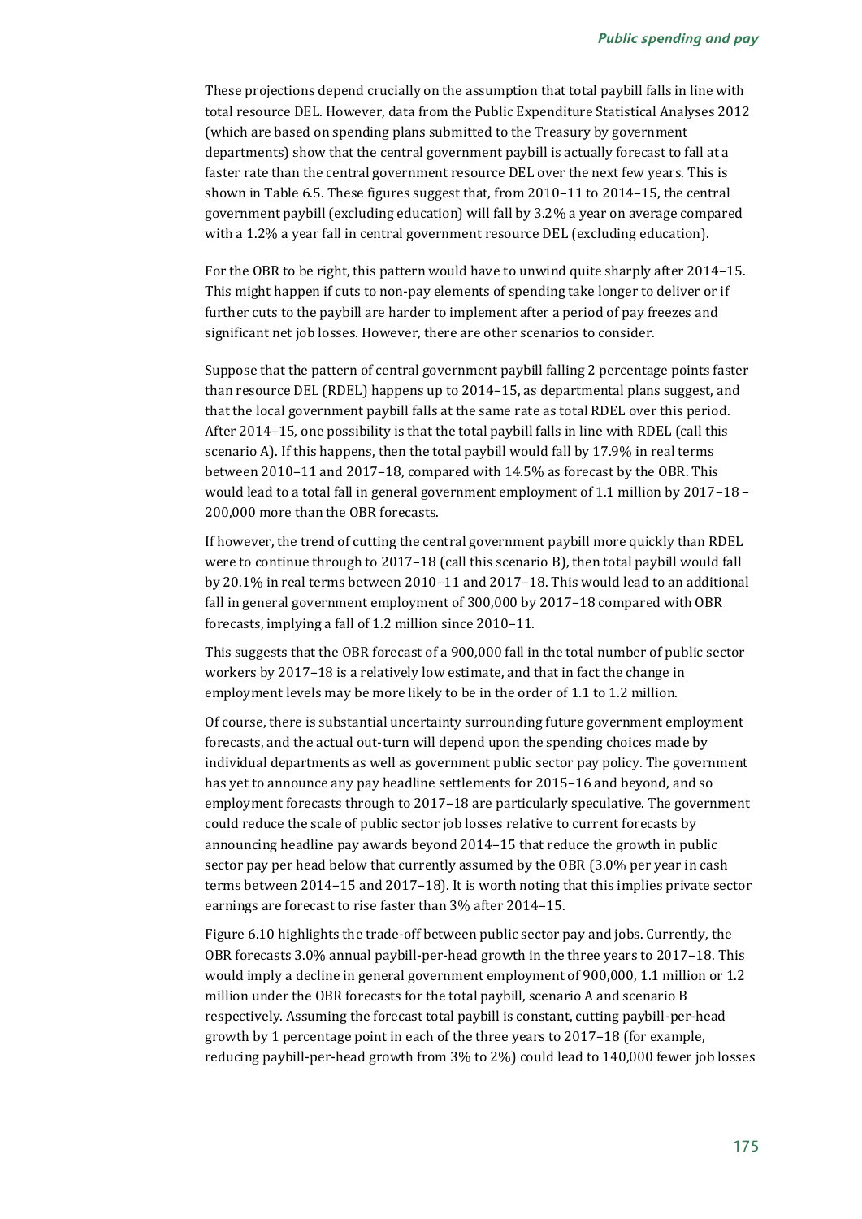These projections depend crucially on the assumption that total paybill falls in line with total resource DEL. However, data from the Public Expenditure Statistical Analyses 2012 (which are based on spending plans submitted to the Treasury by government departments) show that the central government paybill is actually forecast to fall at a faster rate than the central government resource DEL over the next few years. This is shown in Table 6.5. These figures suggest that, from 2010–11 to 2014–15, the central government paybill (excluding education) will fall by 3.2% a year on average compared with a 1.2% a year fall in central government resource DEL (excluding education).

For the OBR to be right, this pattern would have to unwind quite sharply after 2014–15. This might happen if cuts to non-pay elements of spending take longer to deliver or if further cuts to the paybill are harder to implement after a period of pay freezes and significant net job losses. However, there are other scenarios to consider.

Suppose that the pattern of central government paybill falling 2 percentage points faster than resource DEL (RDEL) happens up to 2014–15, as departmental plans suggest, and that the local government paybill falls at the same rate as total RDEL over this period. After 2014–15, one possibility is that the total paybill falls in line with RDEL (call this scenario A). If this happens, then the total paybill would fall by 17.9% in real terms between 2010–11 and 2017–18, compared with 14.5% as forecast by the OBR. This would lead to a total fall in general government employment of 1.1 million by 2017–18 – 200,000 more than the OBR forecasts.

If however, the trend of cutting the central government paybill more quickly than RDEL were to continue through to 2017–18 (call this scenario B), then total paybill would fall by 20.1% in real terms between 2010–11 and 2017–18. This would lead to an additional fall in general government employment of 300,000 by 2017–18 compared with OBR forecasts, implying a fall of 1.2 million since 2010–11.

This suggests that the OBR forecast of a 900,000 fall in the total number of public sector workers by 2017–18 is a relatively low estimate, and that in fact the change in employment levels may be more likely to be in the order of 1.1 to 1.2 million.

Of course, there is substantial uncertainty surrounding future government employment forecasts, and the actual out-turn will depend upon the spending choices made by individual departments as well as government public sector pay policy. The government has yet to announce any pay headline settlements for 2015–16 and beyond, and so employment forecasts through to 2017–18 are particularly speculative. The government could reduce the scale of public sector job losses relative to current forecasts by announcing headline pay awards beyond 2014–15 that reduce the growth in public sector pay per head below that currently assumed by the OBR (3.0% per year in cash terms between 2014–15 and 2017–18). It is worth noting that this implies private sector earnings are forecast to rise faster than 3% after 2014–15.

Figure 6.10 highlights the trade-off between public sector pay and jobs. Currently, the OBR forecasts 3.0% annual paybill-per-head growth in the three years to 2017–18. This would imply a decline in general government employment of 900,000, 1.1 million or 1.2 million under the OBR forecasts for the total paybill, scenario A and scenario B respectively. Assuming the forecast total paybill is constant, cutting paybill-per-head growth by 1 percentage point in each of the three years to 2017–18 (for example, reducing paybill-per-head growth from 3% to 2%) could lead to 140,000 fewer job losses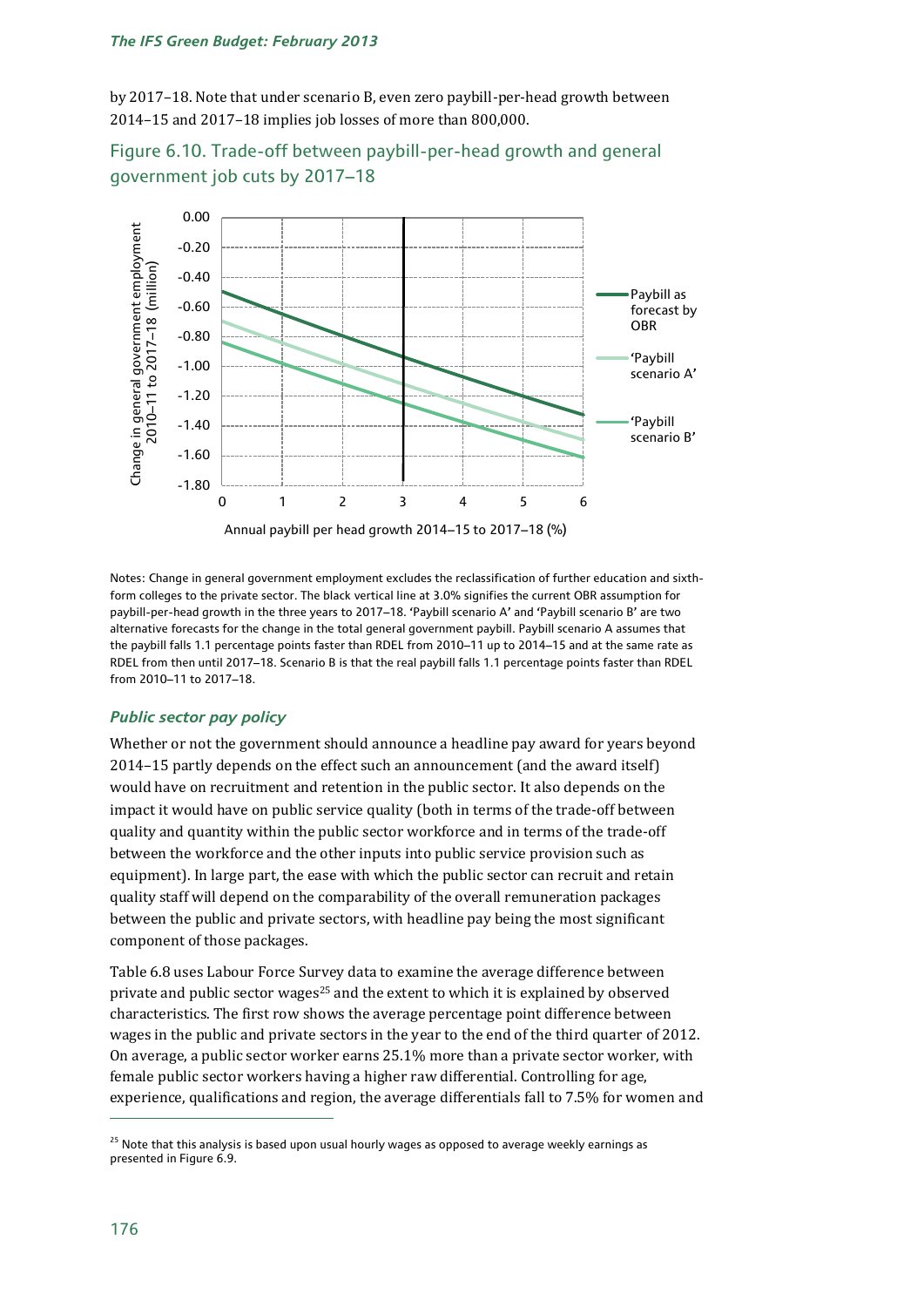by 2017–18. Note that under scenario B, even zero paybill-per-head growth between 2014–15 and 2017–18 implies job losses of more than 800,000.

## Figure 6.10. Trade-off between paybill-per-head growth and general government job cuts by 2017–18

Notes: Change in general government employment excludes the reclassification of further education and sixth-form colleges to the private sector. The black vertical line at 3.0% signifies the current OBR assumption for paybill-per-head growth in the three years to 2017–18. 'Paybill scenario A' and 'Paybill scenario B' are two alternative forecasts for the change in the total general government paybill. Paybill scenario A assumes that the paybill falls 1.1 percentage points faster than RDEL from 2010–11 up to 2014–15 and at the same rate as RDEL from then until 2017–18. Scenario B is that the real paybill falls 1.1 percentage points faster than RDEL from 2010–11 to 2017–18.

### *Public sector pay policy*

Whether or not the government should announce a headline pay award for years beyond 2014–15 partly depends on the effect such an announcement (and the award itself) would have on recruitment and retention in the public sector. It also depends on the impact it would have on public service quality (both in terms of the trade-off between quality and quantity within the public sector workforce and in terms of the trade-off between the workforce and the other inputs into public service provision such as equipment). In large part, the ease with which the public sector can recruit and retain quality staff will depend on the comparability of the overall remuneration packages between the public and private sectors, with headline pay being the most significant component of those packages.

Table 6.8 uses Labour Force Survey data to examine the average difference between private and public sector wages[25] and the extent to which it is explained by observed characteristics. The first row shows the average percentage point difference between wages in the public and private sectors in the year to the end of the third quarter of 2012. On average, a public sector worker earns 25.1% more than a private sector worker, with female public sector workers having a higher raw differential. Controlling for age, experience, qualifications and region, the average differentials fall to 7.5% for women and

[25] Note that this analysis is based upon usual hourly wages as opposed to average weekly earnings as presented in Figure 6.9.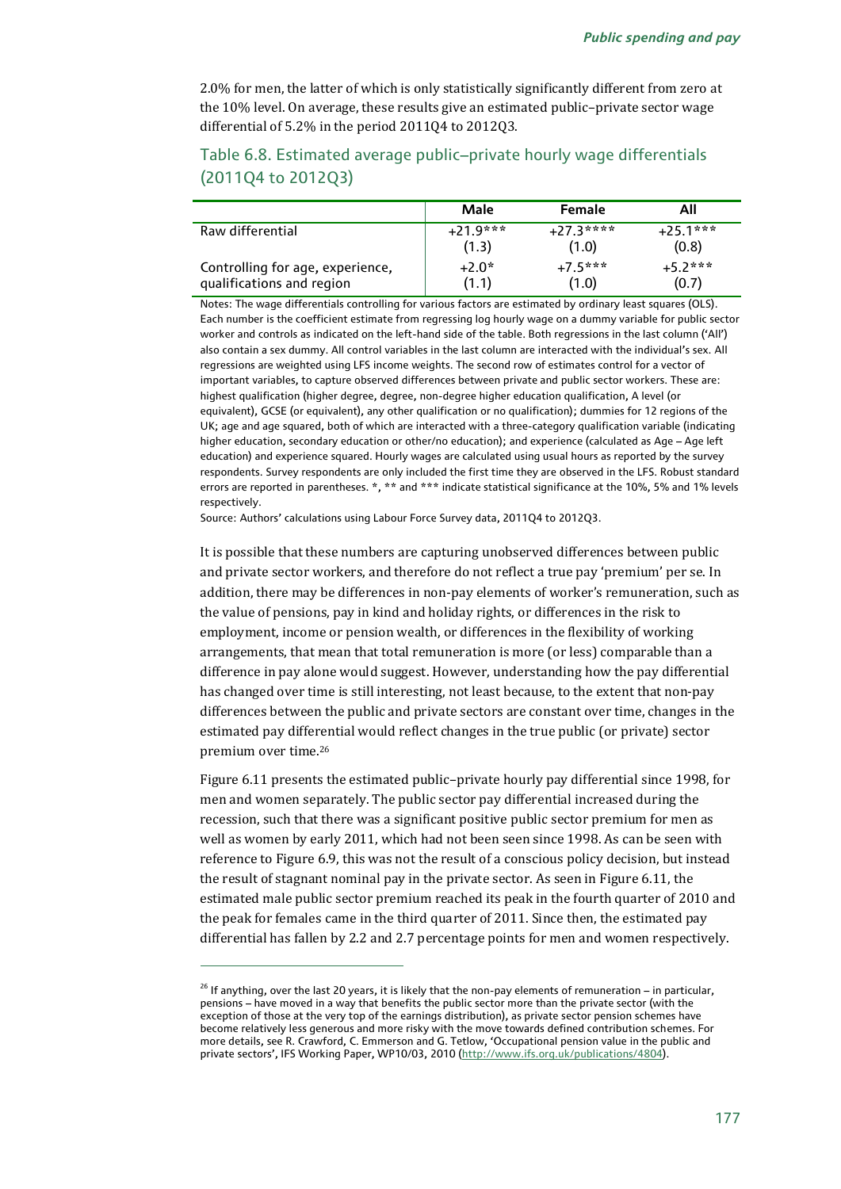2.0% for men, the latter of which is only statistically significantly different from zero at the 10% level. On average, these results give an estimated public–private sector wage differential of 5.2% in the period 2011Q4 to 2012Q3.

## Table 6.8. Estimated average public–private hourly wage differentials (2011Q4 to 2012Q3)

| | Male | Female | All |
|---|---|---|---|
| Raw differential | +21.9***<br>(1.3) | +27.3****<br>(1.0) | +25.1***<br>(0.8) |
| Controlling for age, experience, qualifications and region | +2.0*<br>(1.1) | +7.5***<br>(1.0) | +5.2***<br>(0.7) |

Notes: The wage differentials controlling for various factors are estimated by ordinary least squares (OLS). Each number is the coefficient estimate from regressing log hourly wage on a dummy variable for public sector worker and controls as indicated on the left-hand side of the table. Both regressions in the last column ('All') also contain a sex dummy. All control variables in the last column are interacted with the individual's sex. All regressions are weighted using LFS income weights. The second row of estimates control for a vector of important variables, to capture observed differences between private and public sector workers. These are: highest qualification (higher degree, degree, non-degree higher education qualification, A level (or equivalent), GCSE (or equivalent), any other qualification or no qualification); dummies for 12 regions of the UK; age and age squared, both of which are interacted with a three-category qualification variable (indicating higher education, secondary education or other/no education); and experience (calculated as Age – Age left education) and experience squared. Hourly wages are calculated using usual hours as reported by the survey respondents. Survey respondents are only included the first time they are observed in the LFS. Robust standard errors are reported in parentheses. *, ** and *** indicate statistical significance at the 10%, 5% and 1% levels respectively.

Source: Authors' calculations using Labour Force Survey data, 2011Q4 to 2012Q3.

It is possible that these numbers are capturing unobserved differences between public and private sector workers, and therefore do not reflect a true pay 'premium' per se. In addition, there may be differences in non-pay elements of worker's remuneration, such as the value of pensions, pay in kind and holiday rights, or differences in the risk to employment, income or pension wealth, or differences in the flexibility of working arrangements, that mean that total remuneration is more (or less) comparable than a difference in pay alone would suggest. However, understanding how the pay differential has changed over time is still interesting, not least because, to the extent that non-pay differences between the public and private sectors are constant over time, changes in the estimated pay differential would reflect changes in the true public (or private) sector premium over time.[26]

Figure 6.11 presents the estimated public–private hourly pay differential since 1998, for men and women separately. The public sector pay differential increased during the recession, such that there was a significant positive public sector premium for men as well as women by early 2011, which had not been seen since 1998. As can be seen with reference to Figure 6.9, this was not the result of a conscious policy decision, but instead the result of stagnant nominal pay in the private sector. As seen in Figure 6.11, the estimated male public sector premium reached its peak in the fourth quarter of 2010 and the peak for females came in the third quarter of 2011. Since then, the estimated pay differential has fallen by 2.2 and 2.7 percentage points for men and women respectively.

[26] If anything, over the last 20 years, it is likely that the non-pay elements of remuneration – in particular, pensions – have moved in a way that benefits the public sector more than the private sector (with the exception of those at the very top of the earnings distribution), as private sector pension schemes have become relatively less generous and more risky with the move towards defined contribution schemes. For more details, see R. Crawford, C. Emmerson and G. Tetlow, 'Occupational pension value in the public and private sectors', IFS Working Paper, WP10/03, 2010 (http://www.ifs.org.uk/publications/4804).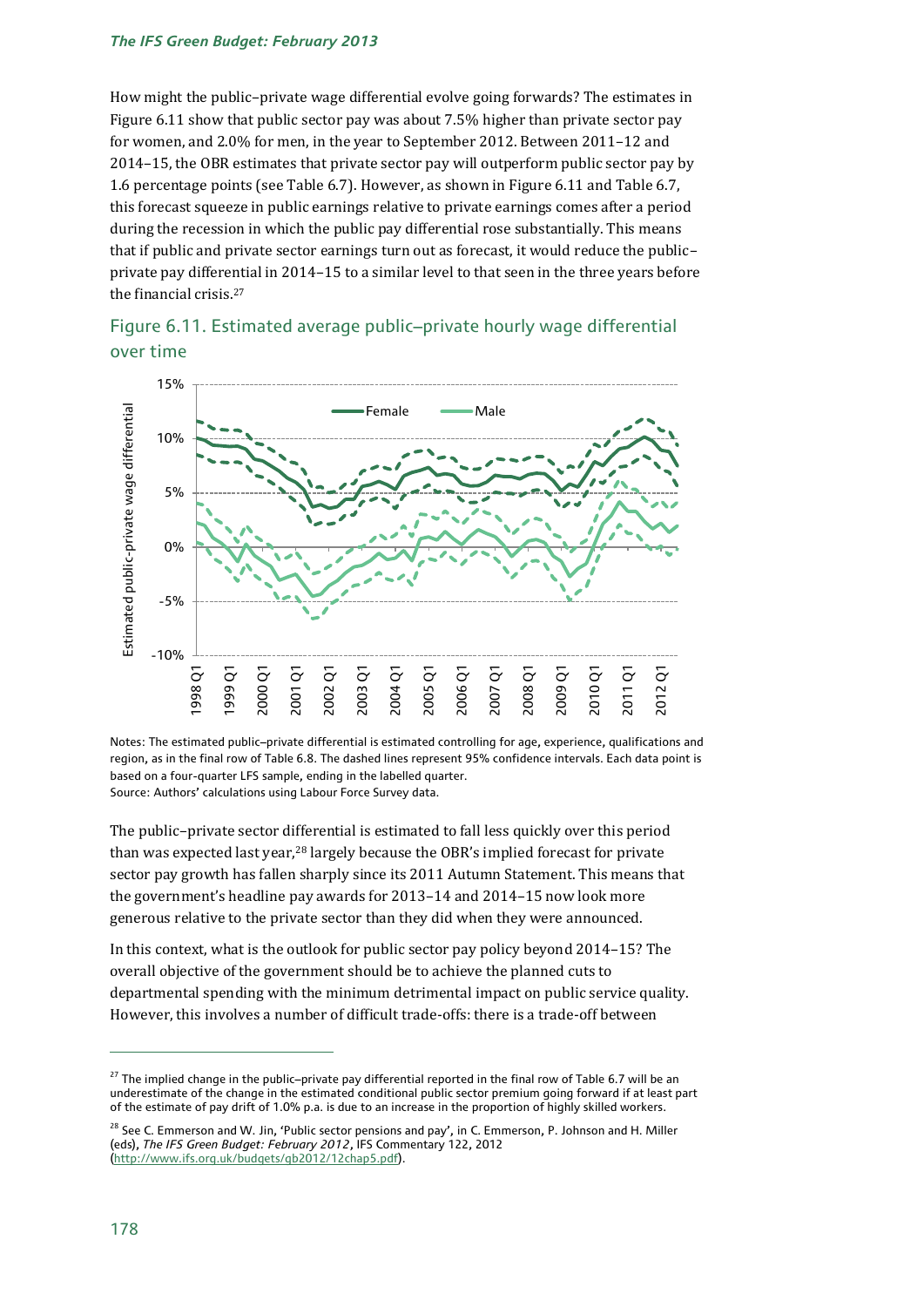How might the public–private wage differential evolve going forwards? The estimates in Figure 6.11 show that public sector pay was about 7.5% higher than private sector pay for women, and 2.0% for men, in the year to September 2012. Between 2011–12 and 2014–15, the OBR estimates that private sector pay will outperform public sector pay by 1.6 percentage points (see Table 6.7). However, as shown in Figure 6.11 and Table 6.7, this forecast squeeze in public earnings relative to private earnings comes after a period during the recession in which the public pay differential rose substantially. This means that if public and private sector earnings turn out as forecast, it would reduce the public–private pay differential in 2014–15 to a similar level to that seen in the three years before the financial crisis.[27]

## Figure 6.11. Estimated average public–private hourly wage differential over time

Notes: The estimated public–private differential is estimated controlling for age, experience, qualifications and region, as in the final row of Table 6.8. The dashed lines represent 95% confidence intervals. Each data point is based on a four-quarter LFS sample, ending in the labelled quarter.
Source: Authors' calculations using Labour Force Survey data.

The public–private sector differential is estimated to fall less quickly over this period than was expected last year,[28] largely because the OBR's implied forecast for private sector pay growth has fallen sharply since its 2011 Autumn Statement. This means that the government's headline pay awards for 2013–14 and 2014–15 now look more generous relative to the private sector than they did when they were announced.

In this context, what is the outlook for public sector pay policy beyond 2014–15? The overall objective of the government should be to achieve the planned cuts to departmental spending with the minimum detrimental impact on public service quality. However, this involves a number of difficult trade-offs: there is a trade-off between

---

[27] The implied change in the public–private pay differential reported in the final row of Table 6.7 will be an underestimate of the change in the estimated conditional public sector premium going forward if at least part of the estimate of pay drift of 1.0% p.a. is due to an increase in the proportion of highly skilled workers.

[28] See C. Emmerson and W. Jin, 'Public sector pensions and pay', in C. Emmerson, P. Johnson and H. Miller (eds), *The IFS Green Budget: February 2012*, IFS Commentary 122, 2012 (http://www.ifs.org.uk/budgets/gb2012/12chap5.pdf).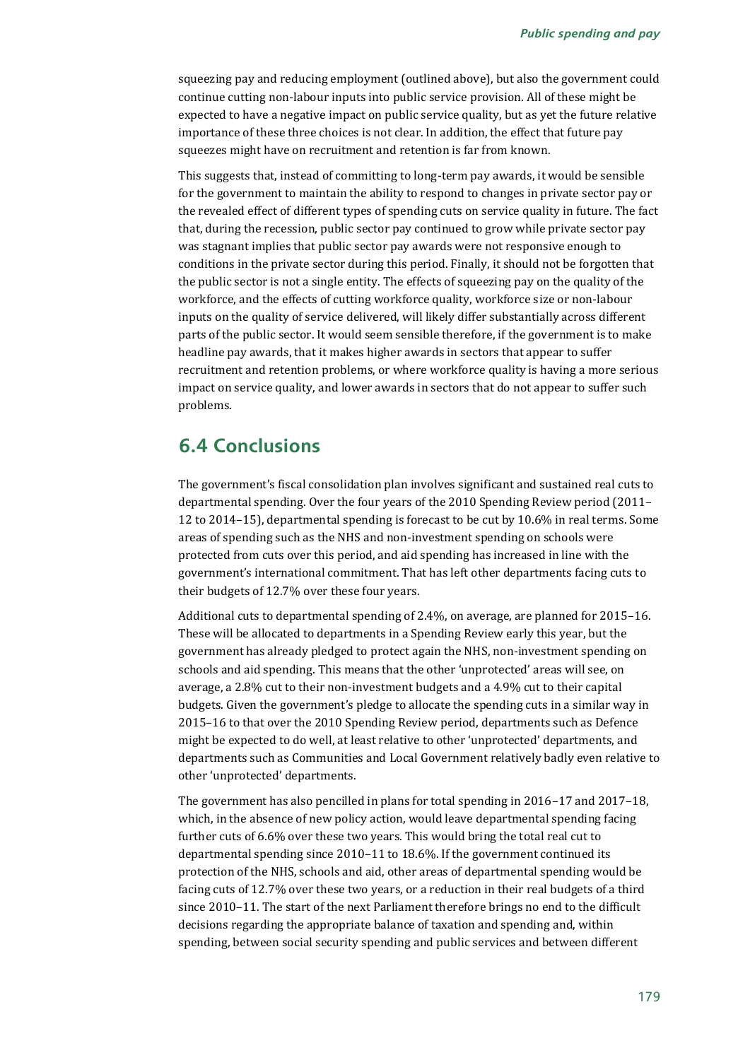squeezing pay and reducing employment (outlined above), but also the government could continue cutting non-labour inputs into public service provision. All of these might be expected to have a negative impact on public service quality, but as yet the future relative importance of these three choices is not clear. In addition, the effect that future pay squeezes might have on recruitment and retention is far from known.

This suggests that, instead of committing to long-term pay awards, it would be sensible for the government to maintain the ability to respond to changes in private sector pay or the revealed effect of different types of spending cuts on service quality in future. The fact that, during the recession, public sector pay continued to grow while private sector pay was stagnant implies that public sector pay awards were not responsive enough to conditions in the private sector during this period. Finally, it should not be forgotten that the public sector is not a single entity. The effects of squeezing pay on the quality of the workforce, and the effects of cutting workforce quality, workforce size or non-labour inputs on the quality of service delivered, will likely differ substantially across different parts of the public sector. It would seem sensible therefore, if the government is to make headline pay awards, that it makes higher awards in sectors that appear to suffer recruitment and retention problems, or where workforce quality is having a more serious impact on service quality, and lower awards in sectors that do not appear to suffer such problems.

## 6.4 Conclusions

The government's fiscal consolidation plan involves significant and sustained real cuts to departmental spending. Over the four years of the 2010 Spending Review period (2011–12 to 2014–15), departmental spending is forecast to be cut by 10.6% in real terms. Some areas of spending such as the NHS and non-investment spending on schools were protected from cuts over this period, and aid spending has increased in line with the government's international commitment. That has left other departments facing cuts to their budgets of 12.7% over these four years.

Additional cuts to departmental spending of 2.4%, on average, are planned for 2015–16. These will be allocated to departments in a Spending Review early this year, but the government has already pledged to protect again the NHS, non-investment spending on schools and aid spending. This means that the other 'unprotected' areas will see, on average, a 2.8% cut to their non-investment budgets and a 4.9% cut to their capital budgets. Given the government's pledge to allocate the spending cuts in a similar way in 2015–16 to that over the 2010 Spending Review period, departments such as Defence might be expected to do well, at least relative to other 'unprotected' departments, and departments such as Communities and Local Government relatively badly even relative to other 'unprotected' departments.

The government has also pencilled in plans for total spending in 2016–17 and 2017–18, which, in the absence of new policy action, would leave departmental spending facing further cuts of 6.6% over these two years. This would bring the total real cut to departmental spending since 2010–11 to 18.6%. If the government continued its protection of the NHS, schools and aid, other areas of departmental spending would be facing cuts of 12.7% over these two years, or a reduction in their real budgets of a third since 2010–11. The start of the next Parliament therefore brings no end to the difficult decisions regarding the appropriate balance of taxation and spending and, within spending, between social security spending and public services and between different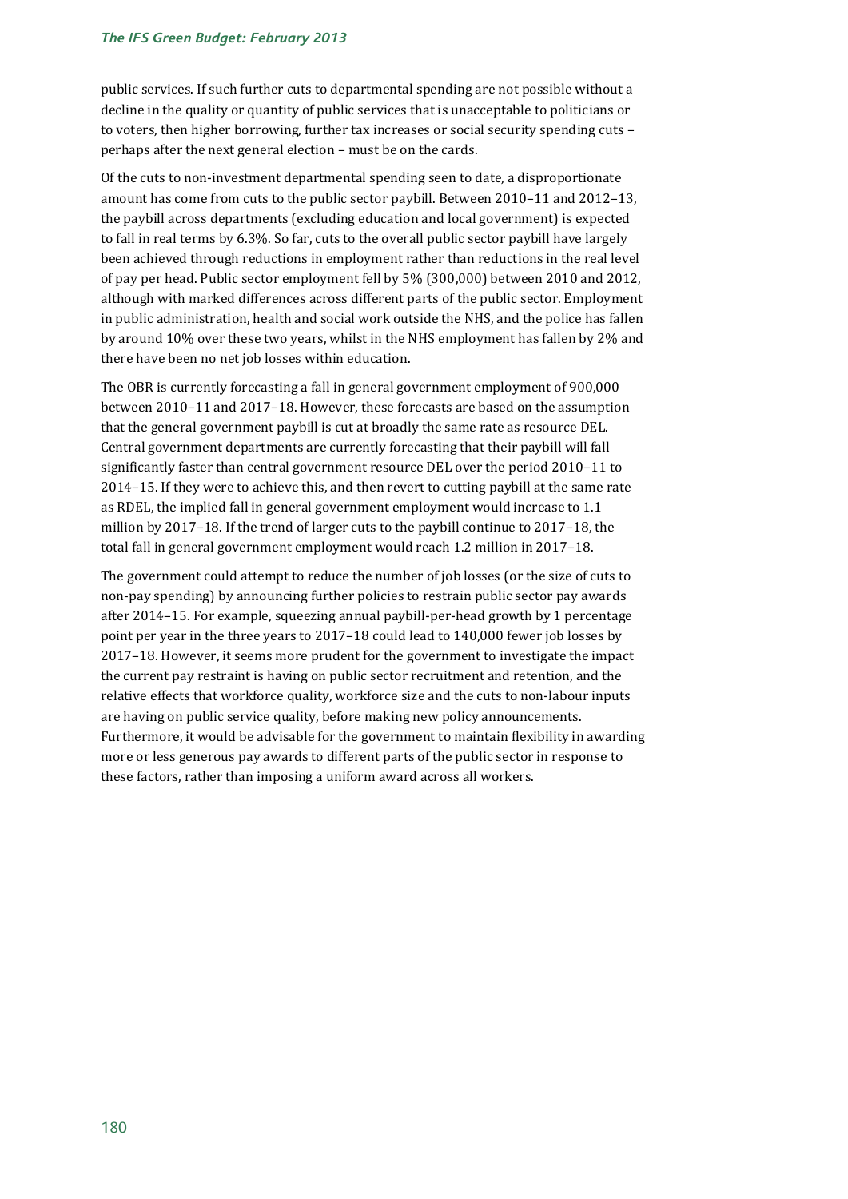public services. If such further cuts to departmental spending are not possible without a decline in the quality or quantity of public services that is unacceptable to politicians or to voters, then higher borrowing, further tax increases or social security spending cuts – perhaps after the next general election – must be on the cards.

Of the cuts to non-investment departmental spending seen to date, a disproportionate amount has come from cuts to the public sector paybill. Between 2010–11 and 2012–13, the paybill across departments (excluding education and local government) is expected to fall in real terms by 6.3%. So far, cuts to the overall public sector paybill have largely been achieved through reductions in employment rather than reductions in the real level of pay per head. Public sector employment fell by 5% (300,000) between 2010 and 2012, although with marked differences across different parts of the public sector. Employment in public administration, health and social work outside the NHS, and the police has fallen by around 10% over these two years, whilst in the NHS employment has fallen by 2% and there have been no net job losses within education.

The OBR is currently forecasting a fall in general government employment of 900,000 between 2010–11 and 2017–18. However, these forecasts are based on the assumption that the general government paybill is cut at broadly the same rate as resource DEL. Central government departments are currently forecasting that their paybill will fall significantly faster than central government resource DEL over the period 2010–11 to 2014–15. If they were to achieve this, and then revert to cutting paybill at the same rate as RDEL, the implied fall in general government employment would increase to 1.1 million by 2017–18. If the trend of larger cuts to the paybill continue to 2017–18, the total fall in general government employment would reach 1.2 million in 2017–18.

The government could attempt to reduce the number of job losses (or the size of cuts to non-pay spending) by announcing further policies to restrain public sector pay awards after 2014–15. For example, squeezing annual paybill-per-head growth by 1 percentage point per year in the three years to 2017–18 could lead to 140,000 fewer job losses by 2017–18. However, it seems more prudent for the government to investigate the impact the current pay restraint is having on public sector recruitment and retention, and the relative effects that workforce quality, workforce size and the cuts to non-labour inputs are having on public service quality, before making new policy announcements. Furthermore, it would be advisable for the government to maintain flexibility in awarding more or less generous pay awards to different parts of the public sector in response to these factors, rather than imposing a uniform award across all workers.